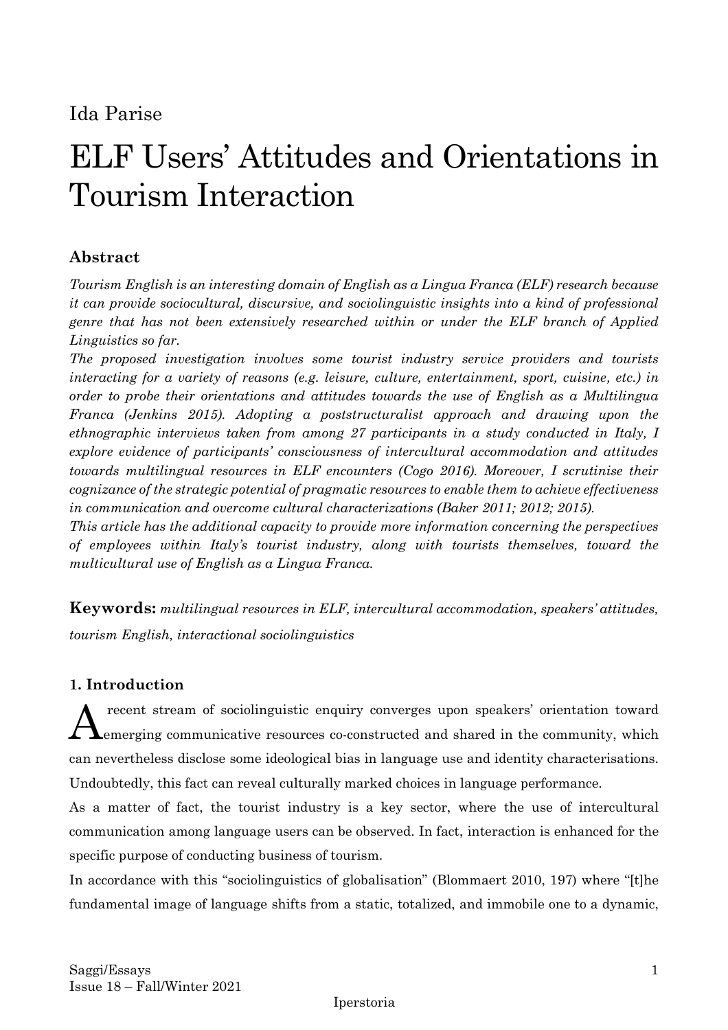Ida Parise

# ELF Users' Attitudes and Orientations in Tourism Interaction

## Abstract

*Tourism English is an interesting domain of English as a Lingua Franca (ELF) research because it can provide sociocultural, discursive, and sociolinguistic insights into a kind of professional genre that has not been extensively researched within or under the ELF branch of Applied Linguistics so far.*

*The proposed investigation involves some tourist industry service providers and tourists interacting for a variety of reasons (e.g. leisure, culture, entertainment, sport, cuisine, etc.) in order to probe their orientations and attitudes towards the use of English as a Multilingua Franca (Jenkins 2015). Adopting a poststructuralist approach and drawing upon the ethnographic interviews taken from among 27 participants in a study conducted in Italy, I explore evidence of participants' consciousness of intercultural accommodation and attitudes towards multilingual resources in ELF encounters (Cogo 2016). Moreover, I scrutinise their cognizance of the strategic potential of pragmatic resources to enable them to achieve effectiveness in communication and overcome cultural characterizations (Baker 2011; 2012; 2015).*

*This article has the additional capacity to provide more information concerning the perspectives of employees within Italy's tourist industry, along with tourists themselves, toward the multicultural use of English as a Lingua Franca.*

**Keywords:** *multilingual resources in ELF, intercultural accommodation, speakers' attitudes, tourism English, interactional sociolinguistics*

### 1. Introduction

A recent stream of sociolinguistic enquiry converges upon speakers' orientation toward emerging communicative resources co-constructed and shared in the community, which can nevertheless disclose some ideological bias in language use and identity characterisations. Undoubtedly, this fact can reveal culturally marked choices in language performance.

As a matter of fact, the tourist industry is a key sector, where the use of intercultural communication among language users can be observed. In fact, interaction is enhanced for the specific purpose of conducting business of tourism.

In accordance with this "sociolinguistics of globalisation" (Blommaert 2010, 197) where "[t]he fundamental image of language shifts from a static, totalized, and immobile one to a dynamic,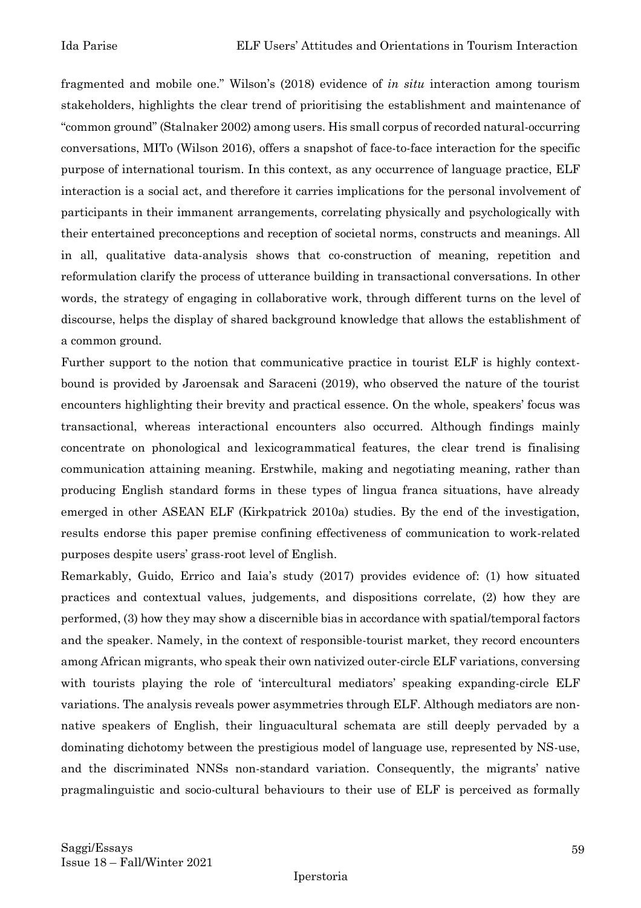fragmented and mobile one." Wilson's (2018) evidence of *in situ* interaction among tourism stakeholders, highlights the clear trend of prioritising the establishment and maintenance of "common ground" (Stalnaker 2002) among users. His small corpus of recorded natural-occurring conversations, MITo (Wilson 2016), offers a snapshot of face-to-face interaction for the specific purpose of international tourism. In this context, as any occurrence of language practice, ELF interaction is a social act, and therefore it carries implications for the personal involvement of participants in their immanent arrangements, correlating physically and psychologically with their entertained preconceptions and reception of societal norms, constructs and meanings. All in all, qualitative data-analysis shows that co-construction of meaning, repetition and reformulation clarify the process of utterance building in transactional conversations. In other words, the strategy of engaging in collaborative work, through different turns on the level of discourse, helps the display of shared background knowledge that allows the establishment of a common ground.

Further support to the notion that communicative practice in tourist ELF is highly context-bound is provided by Jaroensak and Saraceni (2019), who observed the nature of the tourist encounters highlighting their brevity and practical essence. On the whole, speakers' focus was transactional, whereas interactional encounters also occurred. Although findings mainly concentrate on phonological and lexicogrammatical features, the clear trend is finalising communication attaining meaning. Erstwhile, making and negotiating meaning, rather than producing English standard forms in these types of lingua franca situations, have already emerged in other ASEAN ELF (Kirkpatrick 2010a) studies. By the end of the investigation, results endorse this paper premise confining effectiveness of communication to work-related purposes despite users' grass-root level of English.

Remarkably, Guido, Errico and Iaia's study (2017) provides evidence of: (1) how situated practices and contextual values, judgements, and dispositions correlate, (2) how they are performed, (3) how they may show a discernible bias in accordance with spatial/temporal factors and the speaker. Namely, in the context of responsible-tourist market, they record encounters among African migrants, who speak their own nativized outer-circle ELF variations, conversing with tourists playing the role of 'intercultural mediators' speaking expanding-circle ELF variations. The analysis reveals power asymmetries through ELF. Although mediators are non-native speakers of English, their linguacultural schemata are still deeply pervaded by a dominating dichotomy between the prestigious model of language use, represented by NS-use, and the discriminated NNSs non-standard variation. Consequently, the migrants' native pragmalinguistic and socio-cultural behaviours to their use of ELF is perceived as formally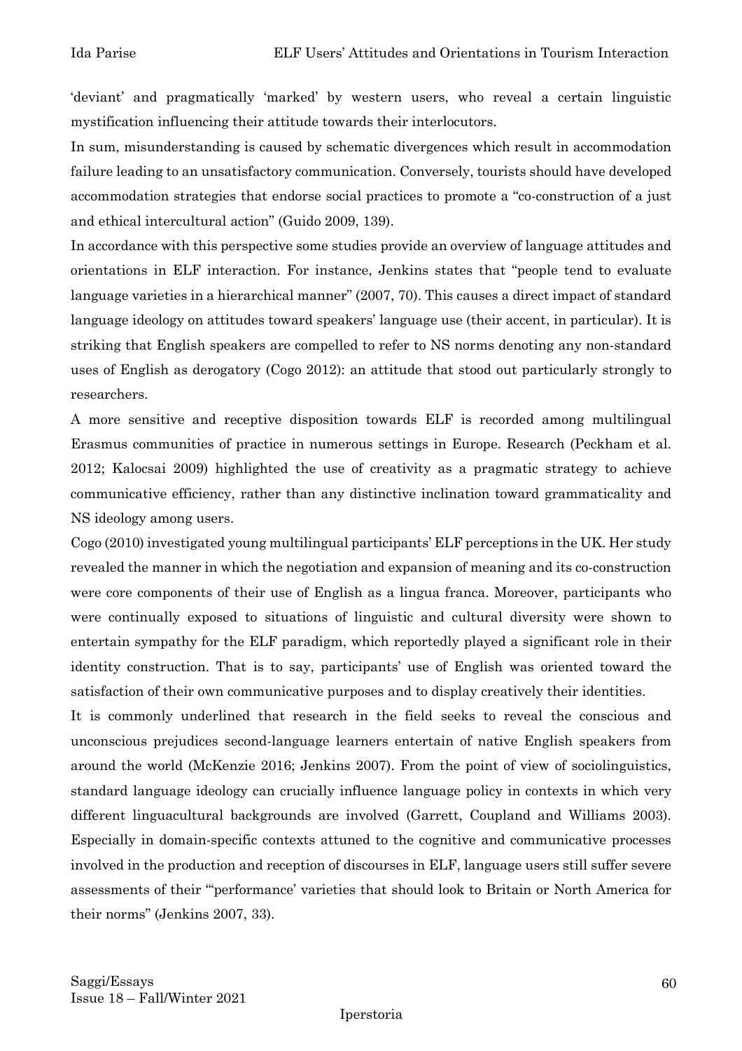'deviant' and pragmatically 'marked' by western users, who reveal a certain linguistic mystification influencing their attitude towards their interlocutors.

In sum, misunderstanding is caused by schematic divergences which result in accommodation failure leading to an unsatisfactory communication. Conversely, tourists should have developed accommodation strategies that endorse social practices to promote a "co-construction of a just and ethical intercultural action" (Guido 2009, 139).

In accordance with this perspective some studies provide an overview of language attitudes and orientations in ELF interaction. For instance, Jenkins states that "people tend to evaluate language varieties in a hierarchical manner" (2007, 70). This causes a direct impact of standard language ideology on attitudes toward speakers' language use (their accent, in particular). It is striking that English speakers are compelled to refer to NS norms denoting any non-standard uses of English as derogatory (Cogo 2012): an attitude that stood out particularly strongly to researchers.

A more sensitive and receptive disposition towards ELF is recorded among multilingual Erasmus communities of practice in numerous settings in Europe. Research (Peckham et al. 2012; Kalocsai 2009) highlighted the use of creativity as a pragmatic strategy to achieve communicative efficiency, rather than any distinctive inclination toward grammaticality and NS ideology among users.

Cogo (2010) investigated young multilingual participants' ELF perceptions in the UK. Her study revealed the manner in which the negotiation and expansion of meaning and its co-construction were core components of their use of English as a lingua franca. Moreover, participants who were continually exposed to situations of linguistic and cultural diversity were shown to entertain sympathy for the ELF paradigm, which reportedly played a significant role in their identity construction. That is to say, participants' use of English was oriented toward the satisfaction of their own communicative purposes and to display creatively their identities.

It is commonly underlined that research in the field seeks to reveal the conscious and unconscious prejudices second-language learners entertain of native English speakers from around the world (McKenzie 2016; Jenkins 2007). From the point of view of sociolinguistics, standard language ideology can crucially influence language policy in contexts in which very different linguacultural backgrounds are involved (Garrett, Coupland and Williams 2003). Especially in domain-specific contexts attuned to the cognitive and communicative processes involved in the production and reception of discourses in ELF, language users still suffer severe assessments of their "'performance' varieties that should look to Britain or North America for their norms" (Jenkins 2007, 33).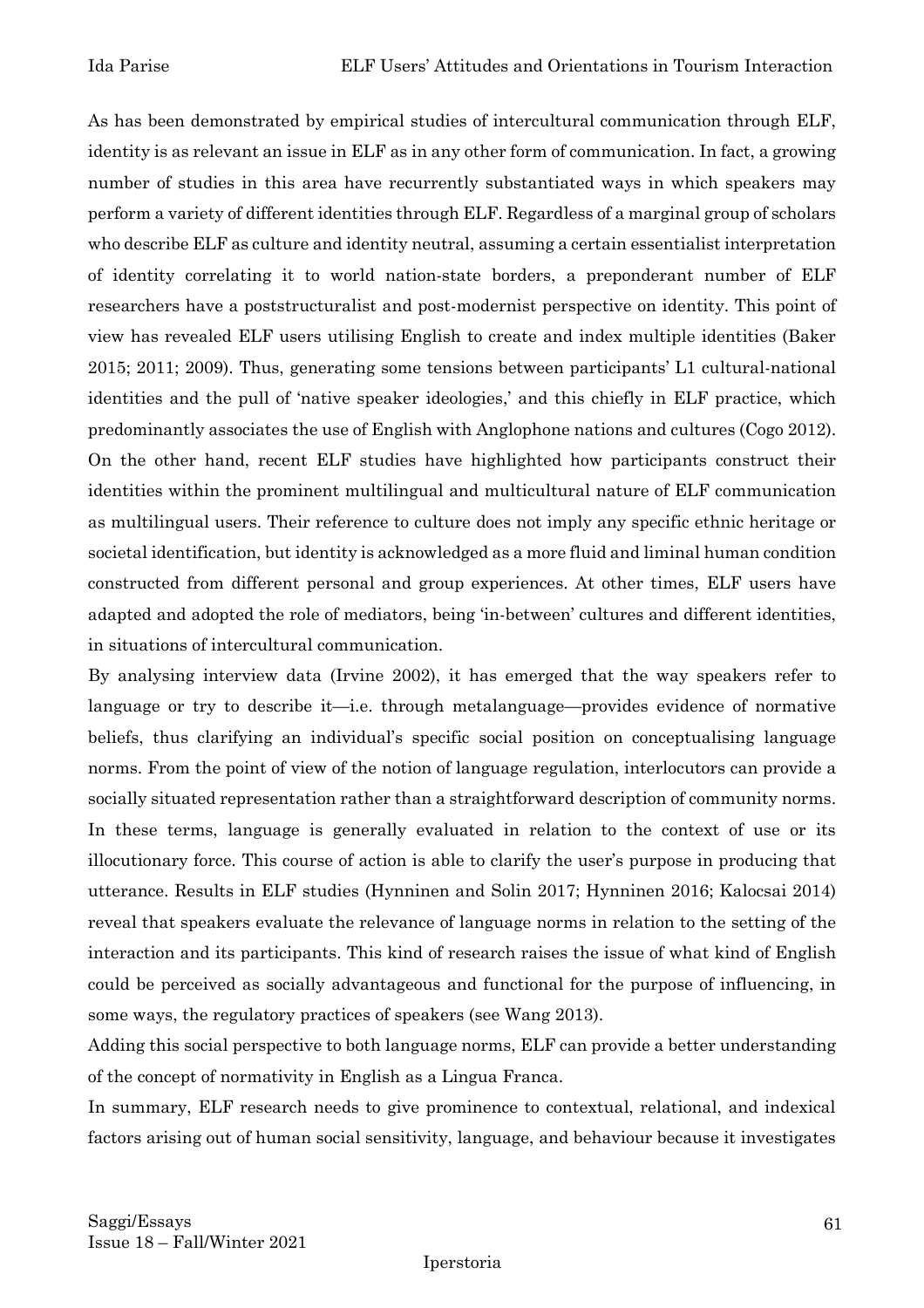As has been demonstrated by empirical studies of intercultural communication through ELF, identity is as relevant an issue in ELF as in any other form of communication. In fact, a growing number of studies in this area have recurrently substantiated ways in which speakers may perform a variety of different identities through ELF. Regardless of a marginal group of scholars who describe ELF as culture and identity neutral, assuming a certain essentialist interpretation of identity correlating it to world nation-state borders, a preponderant number of ELF researchers have a poststructuralist and post-modernist perspective on identity. This point of view has revealed ELF users utilising English to create and index multiple identities (Baker 2015; 2011; 2009). Thus, generating some tensions between participants' L1 cultural-national identities and the pull of 'native speaker ideologies,' and this chiefly in ELF practice, which predominantly associates the use of English with Anglophone nations and cultures (Cogo 2012). On the other hand, recent ELF studies have highlighted how participants construct their identities within the prominent multilingual and multicultural nature of ELF communication as multilingual users. Their reference to culture does not imply any specific ethnic heritage or societal identification, but identity is acknowledged as a more fluid and liminal human condition constructed from different personal and group experiences. At other times, ELF users have adapted and adopted the role of mediators, being 'in-between' cultures and different identities, in situations of intercultural communication.

By analysing interview data (Irvine 2002), it has emerged that the way speakers refer to language or try to describe it—i.e. through metalanguage—provides evidence of normative beliefs, thus clarifying an individual's specific social position on conceptualising language norms. From the point of view of the notion of language regulation, interlocutors can provide a socially situated representation rather than a straightforward description of community norms. In these terms, language is generally evaluated in relation to the context of use or its illocutionary force. This course of action is able to clarify the user's purpose in producing that utterance. Results in ELF studies (Hynninen and Solin 2017; Hynninen 2016; Kalocsai 2014) reveal that speakers evaluate the relevance of language norms in relation to the setting of the interaction and its participants. This kind of research raises the issue of what kind of English could be perceived as socially advantageous and functional for the purpose of influencing, in some ways, the regulatory practices of speakers (see Wang 2013).

Adding this social perspective to both language norms, ELF can provide a better understanding of the concept of normativity in English as a Lingua Franca.

In summary, ELF research needs to give prominence to contextual, relational, and indexical factors arising out of human social sensitivity, language, and behaviour because it investigates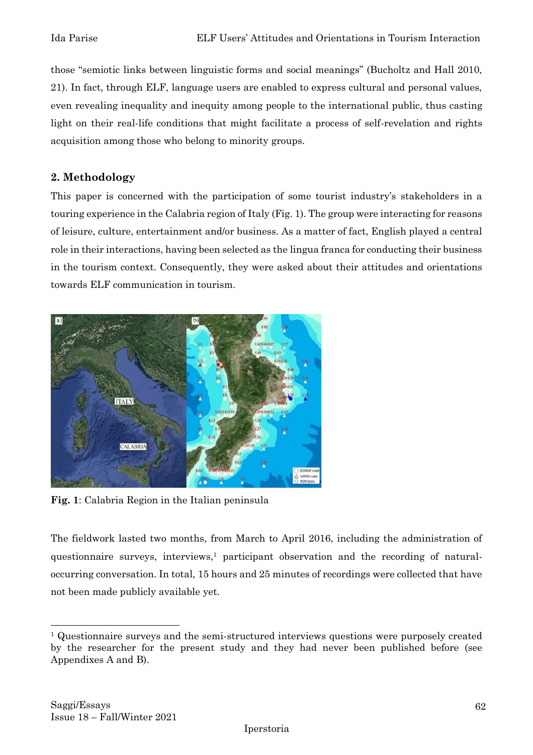those "semiotic links between linguistic forms and social meanings" (Bucholtz and Hall 2010, 21). In fact, through ELF, language users are enabled to express cultural and personal values, even revealing inequality and inequity among people to the international public, thus casting light on their real-life conditions that might facilitate a process of self-revelation and rights acquisition among those who belong to minority groups.

## 2. Methodology

This paper is concerned with the participation of some tourist industry's stakeholders in a touring experience in the Calabria region of Italy (Fig. 1). The group were interacting for reasons of leisure, culture, entertainment and/or business. As a matter of fact, English played a central role in their interactions, having been selected as the lingua franca for conducting their business in the tourism context. Consequently, they were asked about their attitudes and orientations towards ELF communication in tourism.

**Fig. 1**: Calabria Region in the Italian peninsula

The fieldwork lasted two months, from March to April 2016, including the administration of questionnaire surveys, interviews,[1] participant observation and the recording of natural-occurring conversation. In total, 15 hours and 25 minutes of recordings were collected that have not been made publicly available yet.

---

[1] Questionnaire surveys and the semi-structured interviews questions were purposely created by the researcher for the present study and they had never been published before (see Appendixes A and B).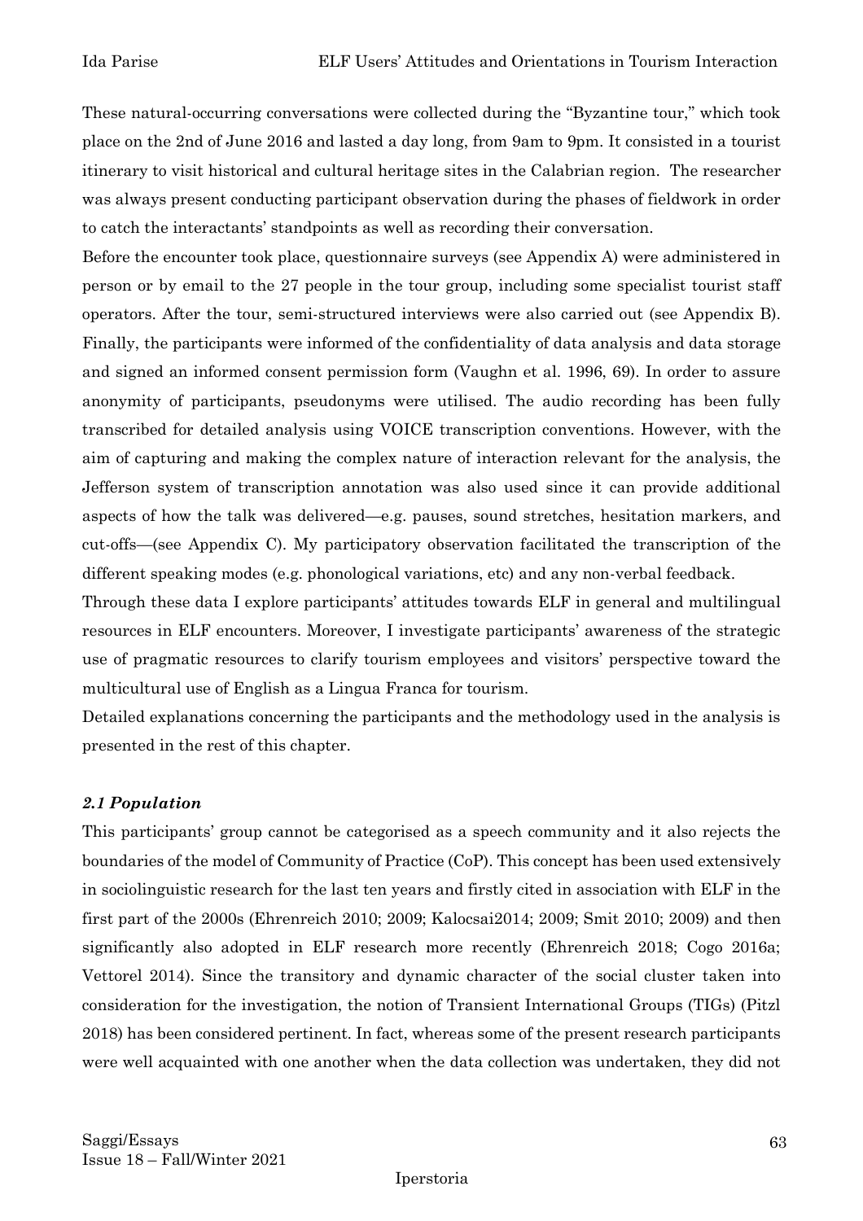These natural-occurring conversations were collected during the "Byzantine tour," which took place on the 2nd of June 2016 and lasted a day long, from 9am to 9pm. It consisted in a tourist itinerary to visit historical and cultural heritage sites in the Calabrian region. The researcher was always present conducting participant observation during the phases of fieldwork in order to catch the interactants' standpoints as well as recording their conversation.

Before the encounter took place, questionnaire surveys (see Appendix A) were administered in person or by email to the 27 people in the tour group, including some specialist tourist staff operators. After the tour, semi-structured interviews were also carried out (see Appendix B). Finally, the participants were informed of the confidentiality of data analysis and data storage and signed an informed consent permission form (Vaughn et al. 1996, 69). In order to assure anonymity of participants, pseudonyms were utilised. The audio recording has been fully transcribed for detailed analysis using VOICE transcription conventions. However, with the aim of capturing and making the complex nature of interaction relevant for the analysis, the Jefferson system of transcription annotation was also used since it can provide additional aspects of how the talk was delivered—e.g. pauses, sound stretches, hesitation markers, and cut-offs—(see Appendix C). My participatory observation facilitated the transcription of the different speaking modes (e.g. phonological variations, etc) and any non-verbal feedback.

Through these data I explore participants' attitudes towards ELF in general and multilingual resources in ELF encounters. Moreover, I investigate participants' awareness of the strategic use of pragmatic resources to clarify tourism employees and visitors' perspective toward the multicultural use of English as a Lingua Franca for tourism.

Detailed explanations concerning the participants and the methodology used in the analysis is presented in the rest of this chapter.

### *2.1 Population*

This participants' group cannot be categorised as a speech community and it also rejects the boundaries of the model of Community of Practice (CoP). This concept has been used extensively in sociolinguistic research for the last ten years and firstly cited in association with ELF in the first part of the 2000s (Ehrenreich 2010; 2009; Kalocsai2014; 2009; Smit 2010; 2009) and then significantly also adopted in ELF research more recently (Ehrenreich 2018; Cogo 2016a; Vettorel 2014). Since the transitory and dynamic character of the social cluster taken into consideration for the investigation, the notion of Transient International Groups (TIGs) (Pitzl 2018) has been considered pertinent. In fact, whereas some of the present research participants were well acquainted with one another when the data collection was undertaken, they did not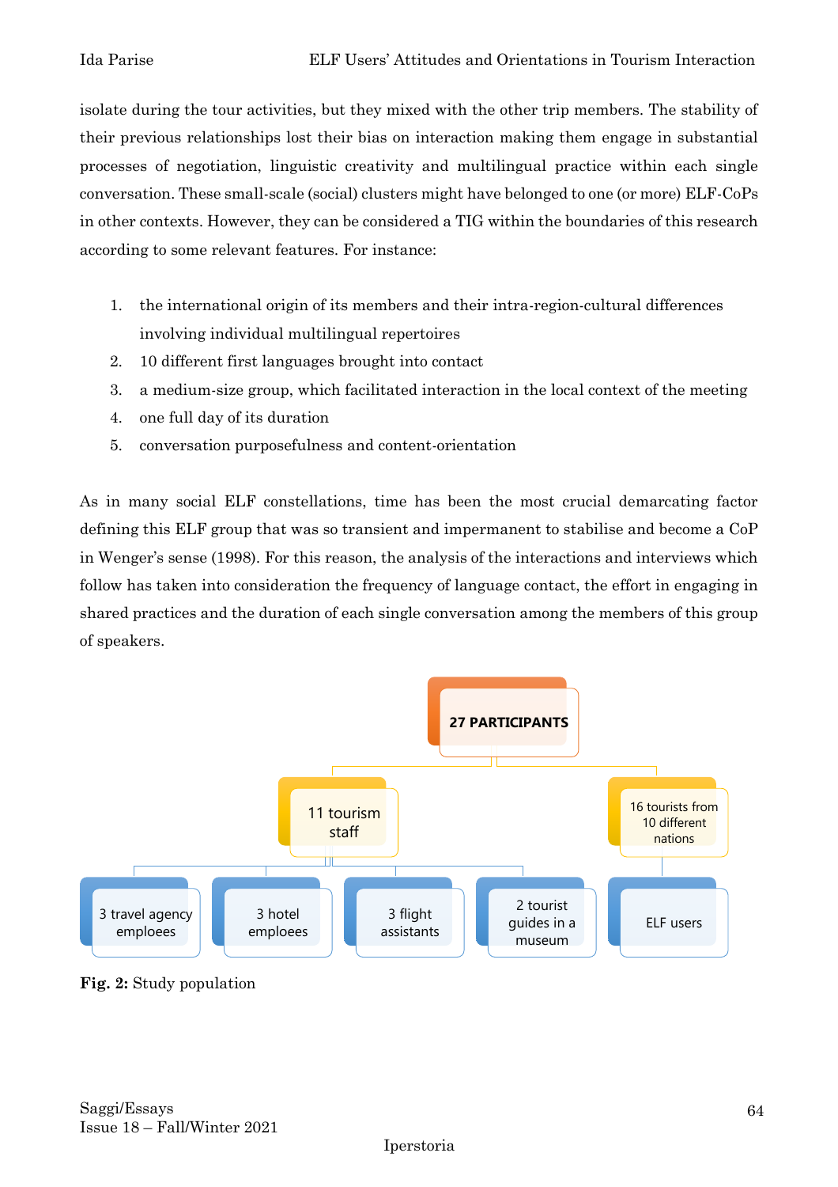isolate during the tour activities, but they mixed with the other trip members. The stability of their previous relationships lost their bias on interaction making them engage in substantial processes of negotiation, linguistic creativity and multilingual practice within each single conversation. These small-scale (social) clusters might have belonged to one (or more) ELF-CoPs in other contexts. However, they can be considered a TIG within the boundaries of this research according to some relevant features. For instance:

1. the international origin of its members and their intra-region-cultural differences involving individual multilingual repertoires
2. 10 different first languages brought into contact
3. a medium-size group, which facilitated interaction in the local context of the meeting
4. one full day of its duration
5. conversation purposefulness and content-orientation

As in many social ELF constellations, time has been the most crucial demarcating factor defining this ELF group that was so transient and impermanent to stabilise and become a CoP in Wenger's sense (1998). For this reason, the analysis of the interactions and interviews which follow has taken into consideration the frequency of language contact, the effort in engaging in shared practices and the duration of each single conversation among the members of this group of speakers.

27 PARTICIPANTS

- 11 tourism staff
  - 3 travel agency emploees
  - 3 hotel emploees
  - 3 flight assistants
  - 2 tourist guides in a museum
- 16 tourists from 10 different nations
  - ELF users

**Fig. 2:** Study population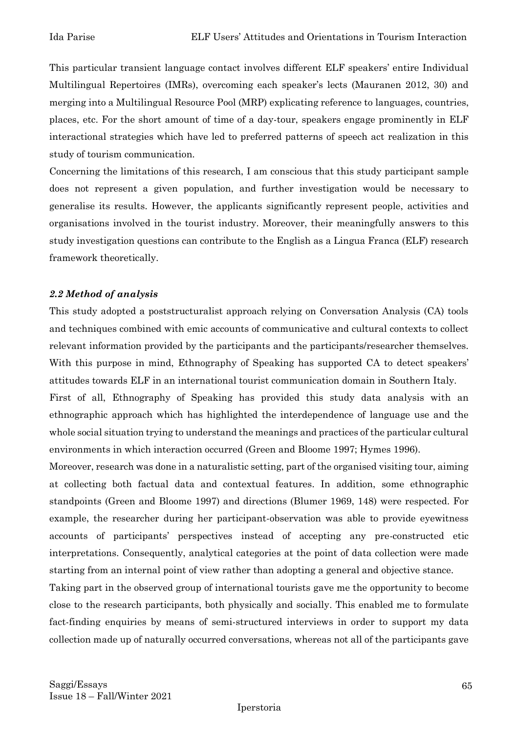This particular transient language contact involves different ELF speakers' entire Individual Multilingual Repertoires (IMRs), overcoming each speaker's lects (Mauranen 2012, 30) and merging into a Multilingual Resource Pool (MRP) explicating reference to languages, countries, places, etc. For the short amount of time of a day-tour, speakers engage prominently in ELF interactional strategies which have led to preferred patterns of speech act realization in this study of tourism communication.

Concerning the limitations of this research, I am conscious that this study participant sample does not represent a given population, and further investigation would be necessary to generalise its results. However, the applicants significantly represent people, activities and organisations involved in the tourist industry. Moreover, their meaningfully answers to this study investigation questions can contribute to the English as a Lingua Franca (ELF) research framework theoretically.

### *2.2 Method of analysis*

This study adopted a poststructuralist approach relying on Conversation Analysis (CA) tools and techniques combined with emic accounts of communicative and cultural contexts to collect relevant information provided by the participants and the participants/researcher themselves. With this purpose in mind, Ethnography of Speaking has supported CA to detect speakers' attitudes towards ELF in an international tourist communication domain in Southern Italy.

First of all, Ethnography of Speaking has provided this study data analysis with an ethnographic approach which has highlighted the interdependence of language use and the whole social situation trying to understand the meanings and practices of the particular cultural environments in which interaction occurred (Green and Bloome 1997; Hymes 1996).

Moreover, research was done in a naturalistic setting, part of the organised visiting tour, aiming at collecting both factual data and contextual features. In addition, some ethnographic standpoints (Green and Bloome 1997) and directions (Blumer 1969, 148) were respected. For example, the researcher during her participant-observation was able to provide eyewitness accounts of participants' perspectives instead of accepting any pre-constructed etic interpretations. Consequently, analytical categories at the point of data collection were made starting from an internal point of view rather than adopting a general and objective stance.

Taking part in the observed group of international tourists gave me the opportunity to become close to the research participants, both physically and socially. This enabled me to formulate fact-finding enquiries by means of semi-structured interviews in order to support my data collection made up of naturally occurred conversations, whereas not all of the participants gave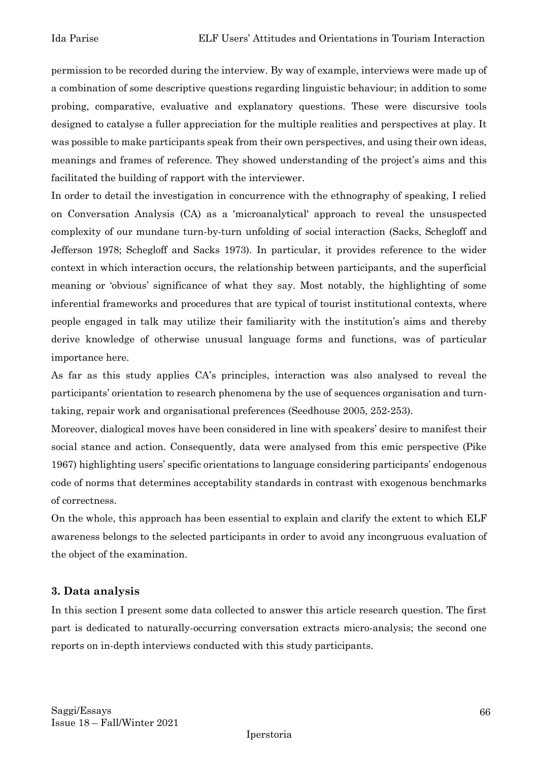permission to be recorded during the interview. By way of example, interviews were made up of a combination of some descriptive questions regarding linguistic behaviour; in addition to some probing, comparative, evaluative and explanatory questions. These were discursive tools designed to catalyse a fuller appreciation for the multiple realities and perspectives at play. It was possible to make participants speak from their own perspectives, and using their own ideas, meanings and frames of reference. They showed understanding of the project's aims and this facilitated the building of rapport with the interviewer.

In order to detail the investigation in concurrence with the ethnography of speaking, I relied on Conversation Analysis (CA) as a 'microanalytical' approach to reveal the unsuspected complexity of our mundane turn-by-turn unfolding of social interaction (Sacks, Schegloff and Jefferson 1978; Schegloff and Sacks 1973). In particular, it provides reference to the wider context in which interaction occurs, the relationship between participants, and the superficial meaning or 'obvious' significance of what they say. Most notably, the highlighting of some inferential frameworks and procedures that are typical of tourist institutional contexts, where people engaged in talk may utilize their familiarity with the institution's aims and thereby derive knowledge of otherwise unusual language forms and functions, was of particular importance here.

As far as this study applies CA's principles, interaction was also analysed to reveal the participants' orientation to research phenomena by the use of sequences organisation and turn-taking, repair work and organisational preferences (Seedhouse 2005, 252-253).

Moreover, dialogical moves have been considered in line with speakers' desire to manifest their social stance and action. Consequently, data were analysed from this emic perspective (Pike 1967) highlighting users' specific orientations to language considering participants' endogenous code of norms that determines acceptability standards in contrast with exogenous benchmarks of correctness.

On the whole, this approach has been essential to explain and clarify the extent to which ELF awareness belongs to the selected participants in order to avoid any incongruous evaluation of the object of the examination.

### 3. Data analysis

In this section I present some data collected to answer this article research question. The first part is dedicated to naturally-occurring conversation extracts micro-analysis; the second one reports on in-depth interviews conducted with this study participants.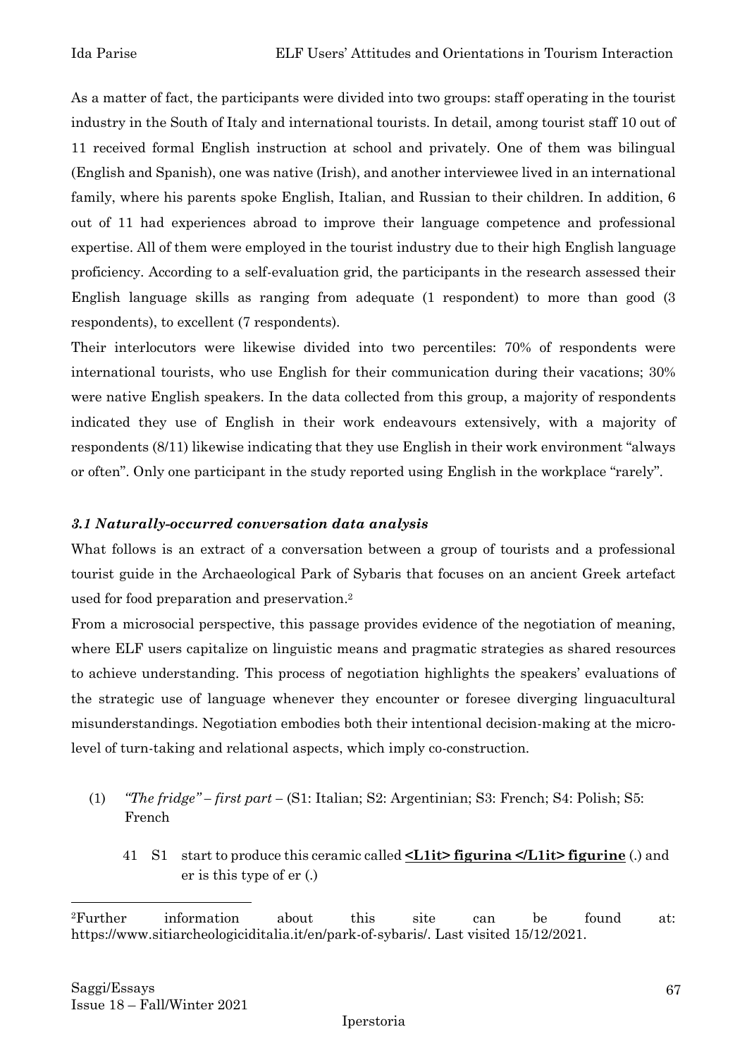As a matter of fact, the participants were divided into two groups: staff operating in the tourist industry in the South of Italy and international tourists. In detail, among tourist staff 10 out of 11 received formal English instruction at school and privately. One of them was bilingual (English and Spanish), one was native (Irish), and another interviewee lived in an international family, where his parents spoke English, Italian, and Russian to their children. In addition, 6 out of 11 had experiences abroad to improve their language competence and professional expertise. All of them were employed in the tourist industry due to their high English language proficiency. According to a self-evaluation grid, the participants in the research assessed their English language skills as ranging from adequate (1 respondent) to more than good (3 respondents), to excellent (7 respondents).

Their interlocutors were likewise divided into two percentiles: 70% of respondents were international tourists, who use English for their communication during their vacations; 30% were native English speakers. In the data collected from this group, a majority of respondents indicated they use of English in their work endeavours extensively, with a majority of respondents (8/11) likewise indicating that they use English in their work environment "always or often". Only one participant in the study reported using English in the workplace "rarely".

### *3.1 Naturally-occurred conversation data analysis*

What follows is an extract of a conversation between a group of tourists and a professional tourist guide in the Archaeological Park of Sybaris that focuses on an ancient Greek artefact used for food preparation and preservation.[2]

From a microsocial perspective, this passage provides evidence of the negotiation of meaning, where ELF users capitalize on linguistic means and pragmatic strategies as shared resources to achieve understanding. This process of negotiation highlights the speakers' evaluations of the strategic use of language whenever they encounter or foresee diverging linguacultural misunderstandings. Negotiation embodies both their intentional decision-making at the micro-level of turn-taking and relational aspects, which imply co-construction.

(1) *"The fridge" – first part* – (S1: Italian; S2: Argentinian; S3: French; S4: Polish; S5: French

41 S1 start to produce this ceramic called **<L1it> figurina </L1it> figurine** (.) and er is this type of er (.)

[2] Further information about this site can be found at: https://www.sitiarcheologiciditalia.it/en/park-of-sybaris/. Last visited 15/12/2021.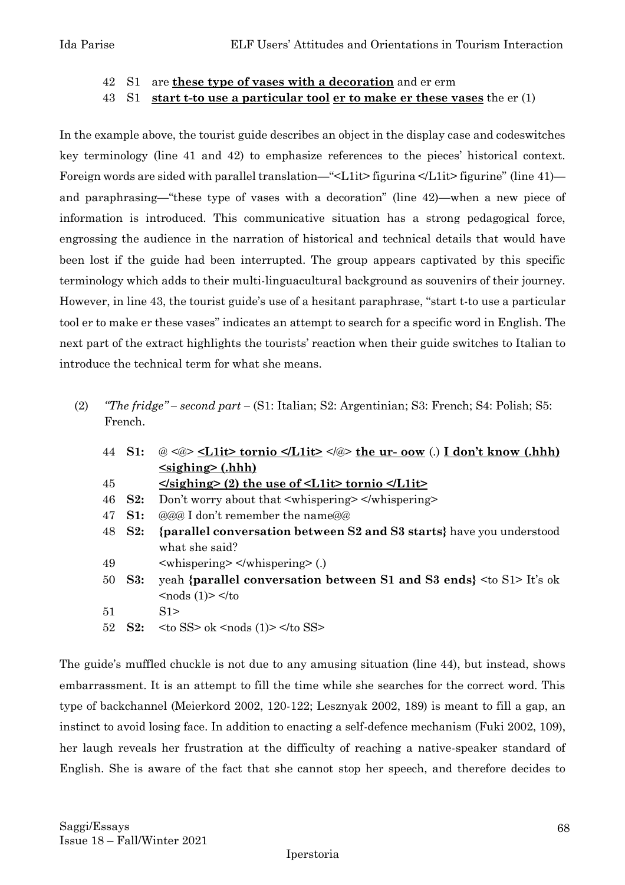42 S1 are **<u>these type of vases with a decoration</u>** and er erm

43 S1 **<u>start t-to use a particular tool</u>** **<u>er to make er these vases</u>** the er (1)

In the example above, the tourist guide describes an object in the display case and codeswitches key terminology (line 41 and 42) to emphasize references to the pieces' historical context. Foreign words are sided with parallel translation—"<L1it> figurina </L1it> figurine" (line 41)—and paraphrasing—"these type of vases with a decoration" (line 42)—when a new piece of information is introduced. This communicative situation has a strong pedagogical force, engrossing the audience in the narration of historical and technical details that would have been lost if the guide had been interrupted. The group appears captivated by this specific terminology which adds to their multi-linguacultural background as souvenirs of their journey. However, in line 43, the tourist guide's use of a hesitant paraphrase, "start t-to use a particular tool er to make er these vases" indicates an attempt to search for a specific word in English. The next part of the extract highlights the tourists' reaction when their guide switches to Italian to introduce the technical term for what she means.

(2) *"The fridge" – second part* – (S1: Italian; S2: Argentinian; S3: French; S4: Polish; S5: French.

44 **S1:** @ <@> **<u><L1it> tornio </L1it></u>** </@> **<u>the ur- oow</u>** (.) **<u>I don't know (.hhh)</u>** **<u><sighing> (.hhh)</u>**

45 **<u></sighing> (2) the use of <L1it> tornio </L1it></u>**

46 **S2:** Don't worry about that <whispering> </whispering>

47 **S1:** @@@ I don't remember the name@@

48 **S2:** **{parallel conversation between S2 and S3 starts}** have you understood what she said?

49 <whispering> </whispering> (.)

50 **S3:** yeah **{parallel conversation between S1 and S3 ends}** <to S1> It's ok <nods (1)> </to

51 S1>

52 **S2:** <to SS> ok <nods (1)> </to SS>

The guide's muffled chuckle is not due to any amusing situation (line 44), but instead, shows embarrassment. It is an attempt to fill the time while she searches for the correct word. This type of backchannel (Meierkord 2002, 120-122; Lesznyak 2002, 189) is meant to fill a gap, an instinct to avoid losing face. In addition to enacting a self-defence mechanism (Fuki 2002, 109), her laugh reveals her frustration at the difficulty of reaching a native-speaker standard of English. She is aware of the fact that she cannot stop her speech, and therefore decides to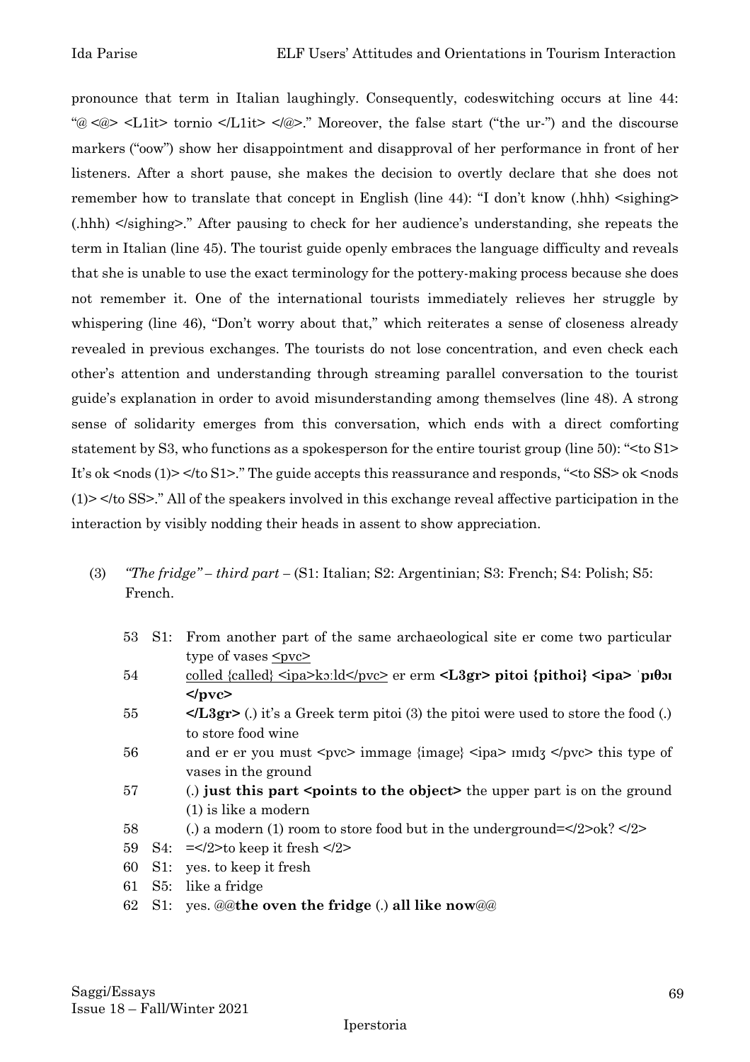pronounce that term in Italian laughingly. Consequently, codeswitching occurs at line 44: "@ <@> <L1it> tornio </L1it> </@>." Moreover, the false start ("the ur-") and the discourse markers ("oow") show her disappointment and disapproval of her performance in front of her listeners. After a short pause, she makes the decision to overtly declare that she does not remember how to translate that concept in English (line 44): "I don't know (.hhh) <sighing> (.hhh) </sighing>." After pausing to check for her audience's understanding, she repeats the term in Italian (line 45). The tourist guide openly embraces the language difficulty and reveals that she is unable to use the exact terminology for the pottery-making process because she does not remember it. One of the international tourists immediately relieves her struggle by whispering (line 46), "Don't worry about that," which reiterates a sense of closeness already revealed in previous exchanges. The tourists do not lose concentration, and even check each other's attention and understanding through streaming parallel conversation to the tourist guide's explanation in order to avoid misunderstanding among themselves (line 48). A strong sense of solidarity emerges from this conversation, which ends with a direct comforting statement by S3, who functions as a spokesperson for the entire tourist group (line 50): "<to S1> It's ok <nods (1)> </to S1>." The guide accepts this reassurance and responds, "<to SS> ok <nods (1)> </to SS>." All of the speakers involved in this exchange reveal affective participation in the interaction by visibly nodding their heads in assent to show appreciation.

(3) *"The fridge" – third part* – (S1: Italian; S2: Argentinian; S3: French; S4: Polish; S5: French.

| | | |
|---|---|---|
| 53 | S1: | From another part of the same archaeological site er come two particular type of vases <u><pvc></u> |
| 54 | | <u>colled {called} <ipa>kɔːld</pvc></u> er erm **<L3gr> pitoi {pithoi} <ipa> ˈpɪθɔɪ </pvc>** |
| 55 | | **</L3gr>** (.) it's a Greek term pitoi (3) the pitoi were used to store the food (.) to store food wine |
| 56 | | and er er you must <pvc> immage {image} <ipa> ɪmɪdʒ </pvc> this type of vases in the ground |
| 57 | | (.) **just this part <points to the object>** the upper part is on the ground (1) is like a modern |
| 58 | | (.) a modern (1) room to store food but in the underground=</2>ok? </2> |
| 59 | S4: | =</2>to keep it fresh </2> |
| 60 | S1: | yes. to keep it fresh |
| 61 | S5: | like a fridge |
| 62 | S1: | yes. @@**the oven the fridge** (.) **all like now**@@ |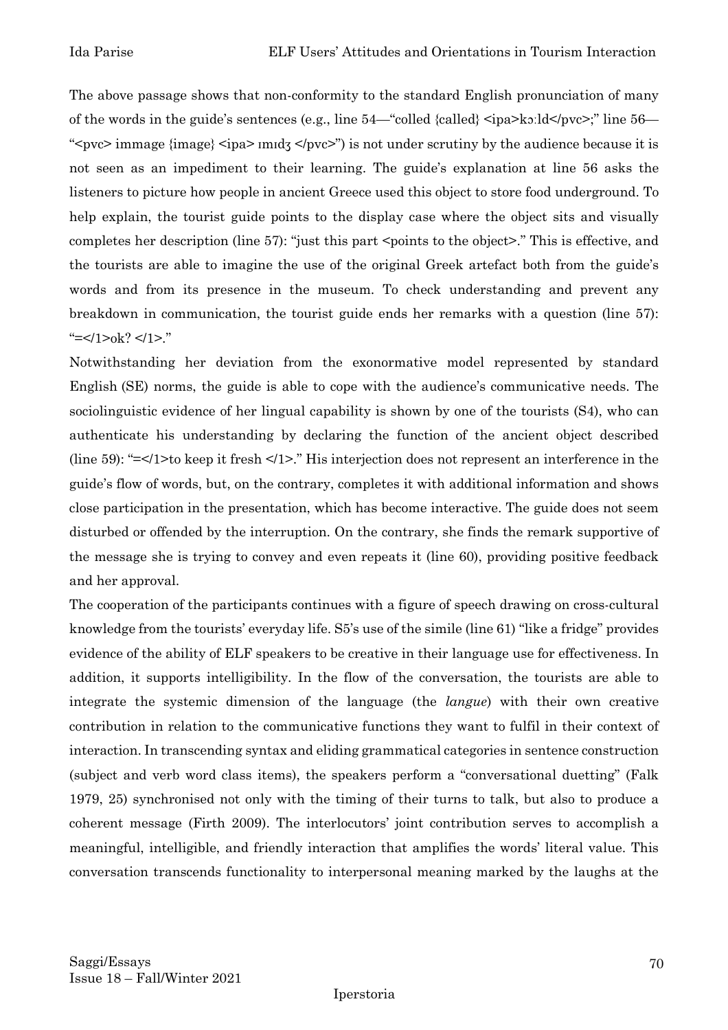The above passage shows that non-conformity to the standard English pronunciation of many of the words in the guide's sentences (e.g., line 54—"colled {called} <ipa>kɔːld</pvc>;" line 56—"<pvc> immage {image} <ipa> ɪmɪdʒ </pvc>") is not under scrutiny by the audience because it is not seen as an impediment to their learning. The guide's explanation at line 56 asks the listeners to picture how people in ancient Greece used this object to store food underground. To help explain, the tourist guide points to the display case where the object sits and visually completes her description (line 57): "just this part <points to the object>." This is effective, and the tourists are able to imagine the use of the original Greek artefact both from the guide's words and from its presence in the museum. To check understanding and prevent any breakdown in communication, the tourist guide ends her remarks with a question (line 57): "=</1>ok? </1>."

Notwithstanding her deviation from the exonormative model represented by standard English (SE) norms, the guide is able to cope with the audience's communicative needs. The sociolinguistic evidence of her lingual capability is shown by one of the tourists (S4), who can authenticate his understanding by declaring the function of the ancient object described (line 59): "=</1>to keep it fresh </1>." His interjection does not represent an interference in the guide's flow of words, but, on the contrary, completes it with additional information and shows close participation in the presentation, which has become interactive. The guide does not seem disturbed or offended by the interruption. On the contrary, she finds the remark supportive of the message she is trying to convey and even repeats it (line 60), providing positive feedback and her approval.

The cooperation of the participants continues with a figure of speech drawing on cross-cultural knowledge from the tourists' everyday life. S5's use of the simile (line 61) "like a fridge" provides evidence of the ability of ELF speakers to be creative in their language use for effectiveness. In addition, it supports intelligibility. In the flow of the conversation, the tourists are able to integrate the systemic dimension of the language (the *langue*) with their own creative contribution in relation to the communicative functions they want to fulfil in their context of interaction. In transcending syntax and eliding grammatical categories in sentence construction (subject and verb word class items), the speakers perform a "conversational duetting" (Falk 1979, 25) synchronised not only with the timing of their turns to talk, but also to produce a coherent message (Firth 2009). The interlocutors' joint contribution serves to accomplish a meaningful, intelligible, and friendly interaction that amplifies the words' literal value. This conversation transcends functionality to interpersonal meaning marked by the laughs at the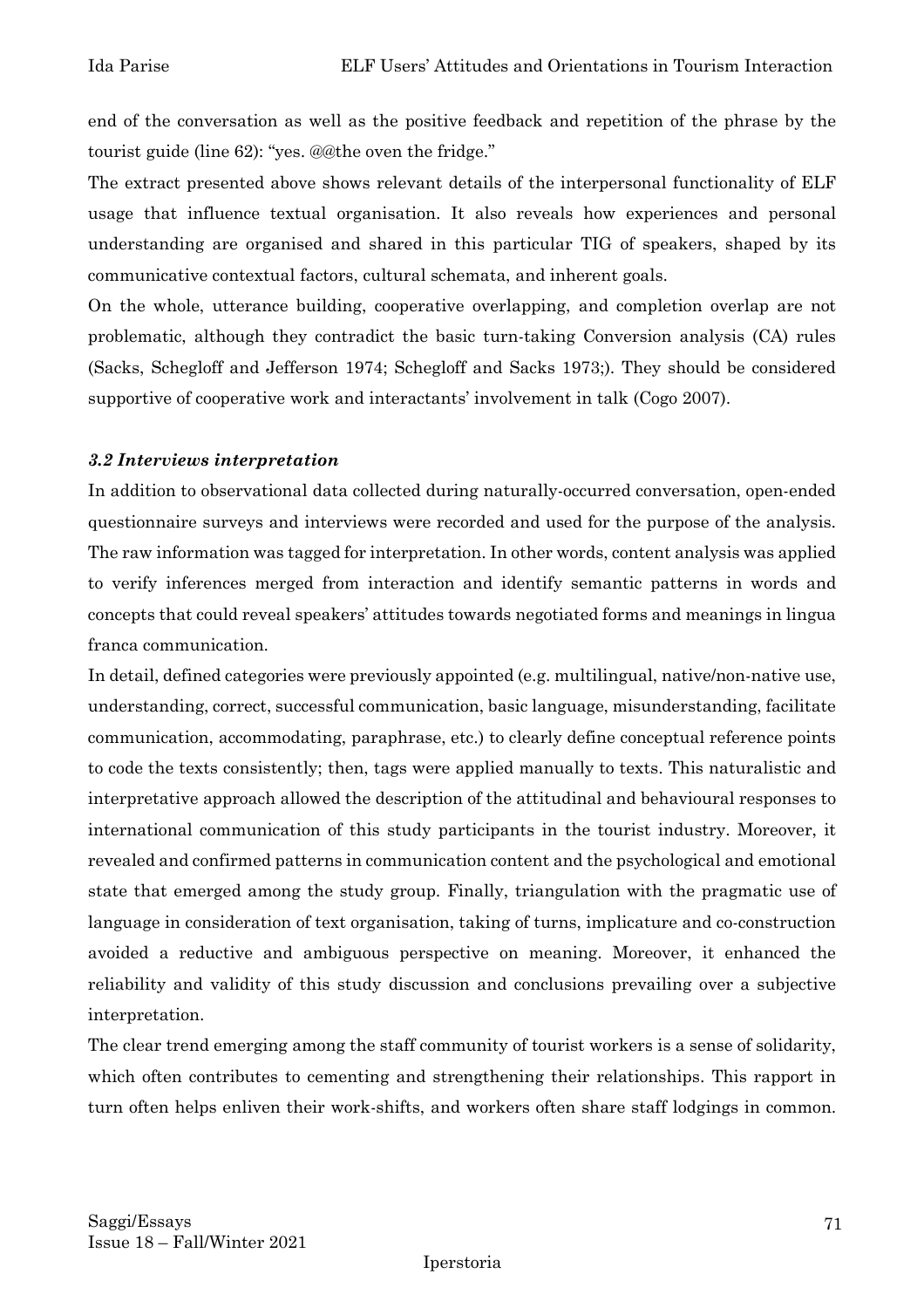end of the conversation as well as the positive feedback and repetition of the phrase by the tourist guide (line 62): "yes. @@the oven the fridge."

The extract presented above shows relevant details of the interpersonal functionality of ELF usage that influence textual organisation. It also reveals how experiences and personal understanding are organised and shared in this particular TIG of speakers, shaped by its communicative contextual factors, cultural schemata, and inherent goals.

On the whole, utterance building, cooperative overlapping, and completion overlap are not problematic, although they contradict the basic turn-taking Conversion analysis (CA) rules (Sacks, Schegloff and Jefferson 1974; Schegloff and Sacks 1973;). They should be considered supportive of cooperative work and interactants' involvement in talk (Cogo 2007).

### *3.2 Interviews interpretation*

In addition to observational data collected during naturally-occurred conversation, open-ended questionnaire surveys and interviews were recorded and used for the purpose of the analysis. The raw information was tagged for interpretation. In other words, content analysis was applied to verify inferences merged from interaction and identify semantic patterns in words and concepts that could reveal speakers' attitudes towards negotiated forms and meanings in lingua franca communication.

In detail, defined categories were previously appointed (e.g. multilingual, native/non-native use, understanding, correct, successful communication, basic language, misunderstanding, facilitate communication, accommodating, paraphrase, etc.) to clearly define conceptual reference points to code the texts consistently; then, tags were applied manually to texts. This naturalistic and interpretative approach allowed the description of the attitudinal and behavioural responses to international communication of this study participants in the tourist industry. Moreover, it revealed and confirmed patterns in communication content and the psychological and emotional state that emerged among the study group. Finally, triangulation with the pragmatic use of language in consideration of text organisation, taking of turns, implicature and co-construction avoided a reductive and ambiguous perspective on meaning. Moreover, it enhanced the reliability and validity of this study discussion and conclusions prevailing over a subjective interpretation.

The clear trend emerging among the staff community of tourist workers is a sense of solidarity, which often contributes to cementing and strengthening their relationships. This rapport in turn often helps enliven their work-shifts, and workers often share staff lodgings in common.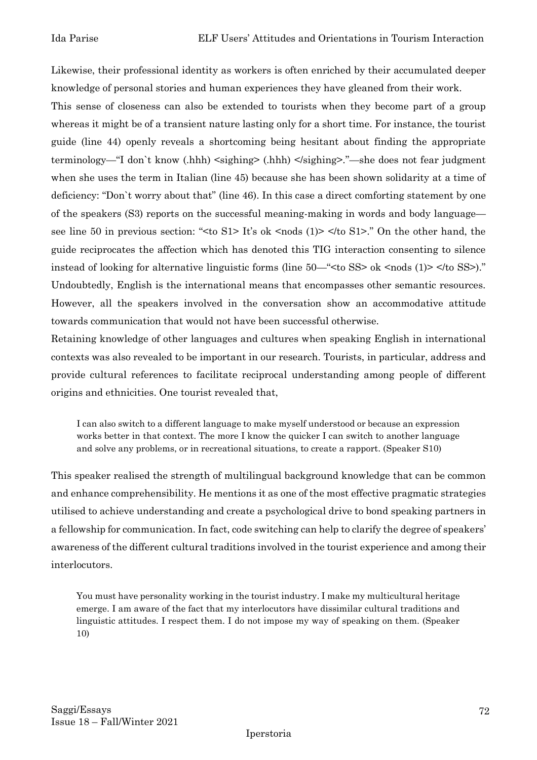Likewise, their professional identity as workers is often enriched by their accumulated deeper knowledge of personal stories and human experiences they have gleaned from their work.

This sense of closeness can also be extended to tourists when they become part of a group whereas it might be of a transient nature lasting only for a short time. For instance, the tourist guide (line 44) openly reveals a shortcoming being hesitant about finding the appropriate terminology—"I don`t know (.hhh) <sighing> (.hhh) </sighing>."—she does not fear judgment when she uses the term in Italian (line 45) because she has been shown solidarity at a time of deficiency: "Don`t worry about that" (line 46). In this case a direct comforting statement by one of the speakers (S3) reports on the successful meaning-making in words and body language—see line 50 in previous section: "<to S1> It's ok <nods (1)> </to S1>." On the other hand, the guide reciprocates the affection which has denoted this TIG interaction consenting to silence instead of looking for alternative linguistic forms (line 50—"<to SS> ok <nods (1)> </to SS>)." Undoubtedly, English is the international means that encompasses other semantic resources. However, all the speakers involved in the conversation show an accommodative attitude towards communication that would not have been successful otherwise.

Retaining knowledge of other languages and cultures when speaking English in international contexts was also revealed to be important in our research. Tourists, in particular, address and provide cultural references to facilitate reciprocal understanding among people of different origins and ethnicities. One tourist revealed that,

> I can also switch to a different language to make myself understood or because an expression works better in that context. The more I know the quicker I can switch to another language and solve any problems, or in recreational situations, to create a rapport. (Speaker S10)

This speaker realised the strength of multilingual background knowledge that can be common and enhance comprehensibility. He mentions it as one of the most effective pragmatic strategies utilised to achieve understanding and create a psychological drive to bond speaking partners in a fellowship for communication. In fact, code switching can help to clarify the degree of speakers' awareness of the different cultural traditions involved in the tourist experience and among their interlocutors.

> You must have personality working in the tourist industry. I make my multicultural heritage emerge. I am aware of the fact that my interlocutors have dissimilar cultural traditions and linguistic attitudes. I respect them. I do not impose my way of speaking on them. (Speaker 10)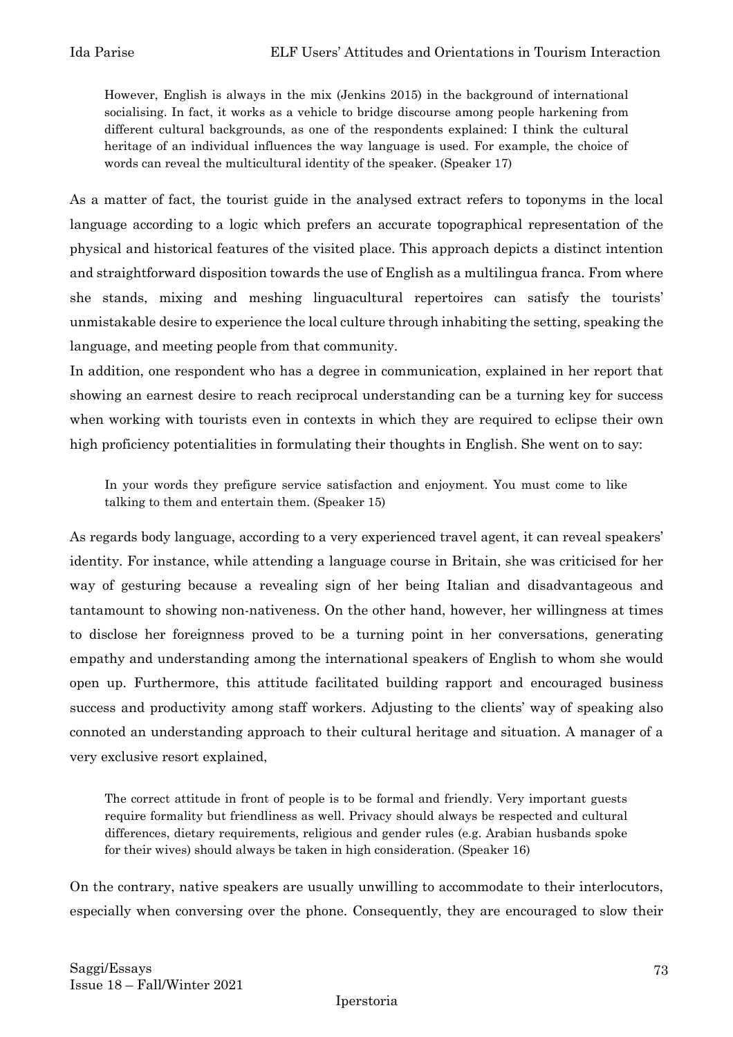> However, English is always in the mix (Jenkins 2015) in the background of international socialising. In fact, it works as a vehicle to bridge discourse among people harkening from different cultural backgrounds, as one of the respondents explained: I think the cultural heritage of an individual influences the way language is used. For example, the choice of words can reveal the multicultural identity of the speaker. (Speaker 17)

As a matter of fact, the tourist guide in the analysed extract refers to toponyms in the local language according to a logic which prefers an accurate topographical representation of the physical and historical features of the visited place. This approach depicts a distinct intention and straightforward disposition towards the use of English as a multilingua franca. From where she stands, mixing and meshing linguacultural repertoires can satisfy the tourists' unmistakable desire to experience the local culture through inhabiting the setting, speaking the language, and meeting people from that community.

In addition, one respondent who has a degree in communication, explained in her report that showing an earnest desire to reach reciprocal understanding can be a turning key for success when working with tourists even in contexts in which they are required to eclipse their own high proficiency potentialities in formulating their thoughts in English. She went on to say:

> In your words they prefigure service satisfaction and enjoyment. You must come to like talking to them and entertain them. (Speaker 15)

As regards body language, according to a very experienced travel agent, it can reveal speakers' identity. For instance, while attending a language course in Britain, she was criticised for her way of gesturing because a revealing sign of her being Italian and disadvantageous and tantamount to showing non-nativeness. On the other hand, however, her willingness at times to disclose her foreignness proved to be a turning point in her conversations, generating empathy and understanding among the international speakers of English to whom she would open up. Furthermore, this attitude facilitated building rapport and encouraged business success and productivity among staff workers. Adjusting to the clients' way of speaking also connoted an understanding approach to their cultural heritage and situation. A manager of a very exclusive resort explained,

> The correct attitude in front of people is to be formal and friendly. Very important guests require formality but friendliness as well. Privacy should always be respected and cultural differences, dietary requirements, religious and gender rules (e.g. Arabian husbands spoke for their wives) should always be taken in high consideration. (Speaker 16)

On the contrary, native speakers are usually unwilling to accommodate to their interlocutors, especially when conversing over the phone. Consequently, they are encouraged to slow their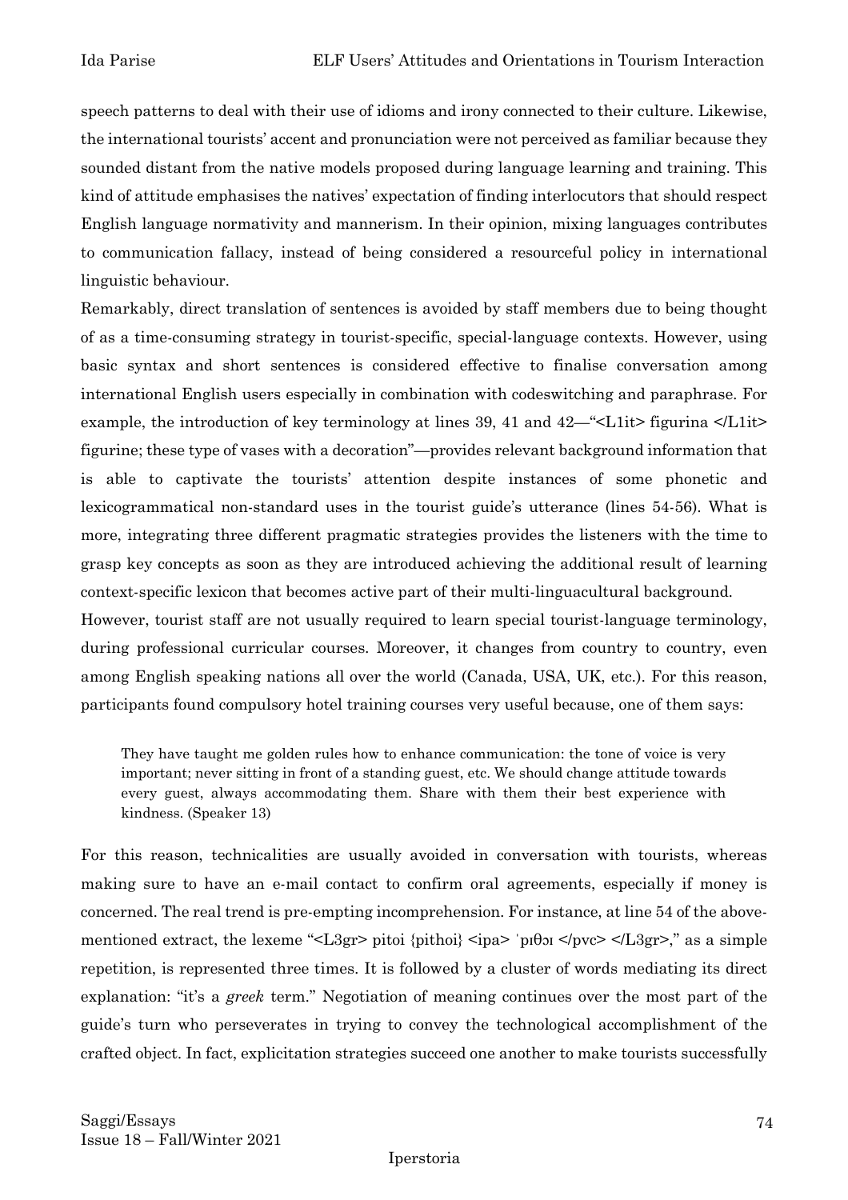speech patterns to deal with their use of idioms and irony connected to their culture. Likewise, the international tourists' accent and pronunciation were not perceived as familiar because they sounded distant from the native models proposed during language learning and training. This kind of attitude emphasises the natives' expectation of finding interlocutors that should respect English language normativity and mannerism. In their opinion, mixing languages contributes to communication fallacy, instead of being considered a resourceful policy in international linguistic behaviour.

Remarkably, direct translation of sentences is avoided by staff members due to being thought of as a time-consuming strategy in tourist-specific, special-language contexts. However, using basic syntax and short sentences is considered effective to finalise conversation among international English users especially in combination with codeswitching and paraphrase. For example, the introduction of key terminology at lines 39, 41 and 42—"<L1it> figurina </L1it> figurine; these type of vases with a decoration"—provides relevant background information that is able to captivate the tourists' attention despite instances of some phonetic and lexicogrammatical non-standard uses in the tourist guide's utterance (lines 54-56). What is more, integrating three different pragmatic strategies provides the listeners with the time to grasp key concepts as soon as they are introduced achieving the additional result of learning context-specific lexicon that becomes active part of their multi-linguacultural background.

However, tourist staff are not usually required to learn special tourist-language terminology, during professional curricular courses. Moreover, it changes from country to country, even among English speaking nations all over the world (Canada, USA, UK, etc.). For this reason, participants found compulsory hotel training courses very useful because, one of them says:

> They have taught me golden rules how to enhance communication: the tone of voice is very important; never sitting in front of a standing guest, etc. We should change attitude towards every guest, always accommodating them. Share with them their best experience with kindness. (Speaker 13)

For this reason, technicalities are usually avoided in conversation with tourists, whereas making sure to have an e-mail contact to confirm oral agreements, especially if money is concerned. The real trend is pre-empting incomprehension. For instance, at line 54 of the above-mentioned extract, the lexeme "<L3gr> pitoi {pithoi} <ipa> ˈpɪθɔɪ </pvc> </L3gr>," as a simple repetition, is represented three times. It is followed by a cluster of words mediating its direct explanation: "it's a *greek* term." Negotiation of meaning continues over the most part of the guide's turn who perseverates in trying to convey the technological accomplishment of the crafted object. In fact, explicitation strategies succeed one another to make tourists successfully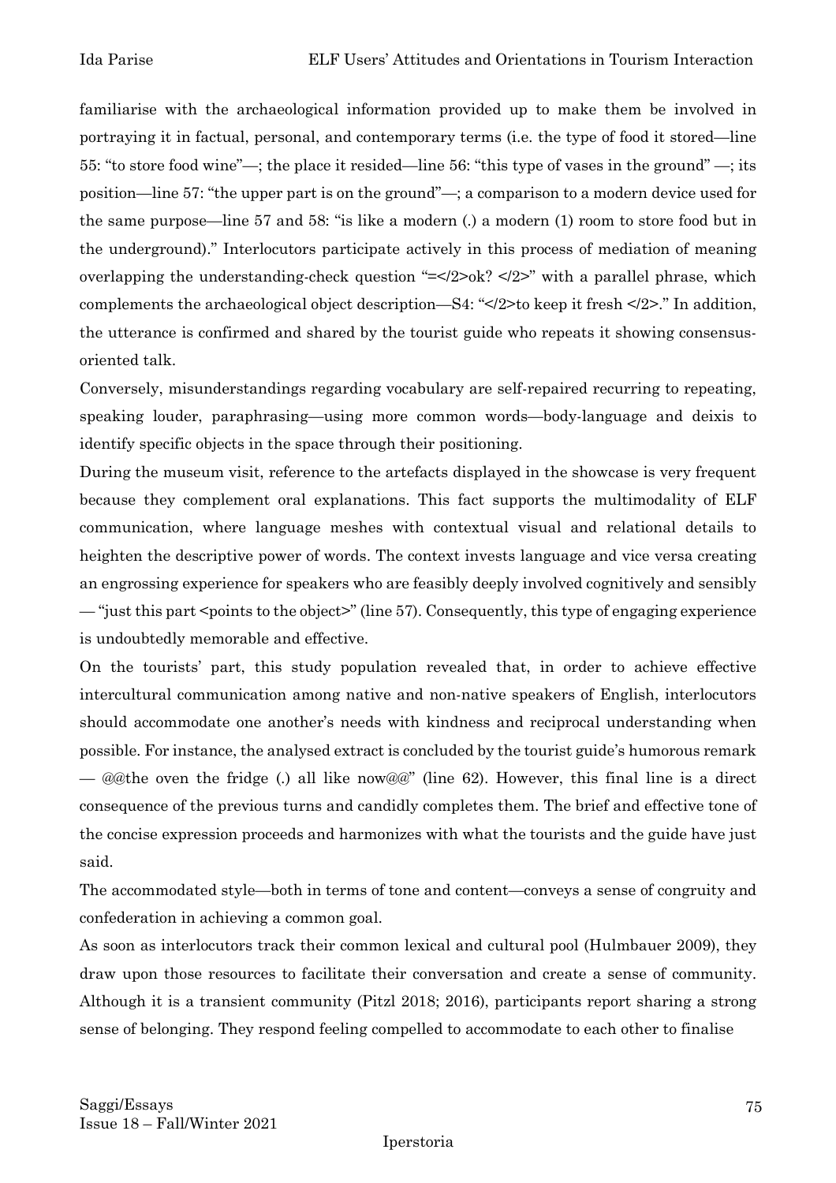familiarise with the archaeological information provided up to make them be involved in portraying it in factual, personal, and contemporary terms (i.e. the type of food it stored—line 55: "to store food wine"—; the place it resided—line 56: "this type of vases in the ground" —; its position—line 57: "the upper part is on the ground"—; a comparison to a modern device used for the same purpose—line 57 and 58: "is like a modern (.) a modern (1) room to store food but in the underground)." Interlocutors participate actively in this process of mediation of meaning overlapping the understanding-check question "=</2>ok? </2>" with a parallel phrase, which complements the archaeological object description—S4: "</2>to keep it fresh </2>." In addition, the utterance is confirmed and shared by the tourist guide who repeats it showing consensus-oriented talk.

Conversely, misunderstandings regarding vocabulary are self-repaired recurring to repeating, speaking louder, paraphrasing—using more common words—body-language and deixis to identify specific objects in the space through their positioning.

During the museum visit, reference to the artefacts displayed in the showcase is very frequent because they complement oral explanations. This fact supports the multimodality of ELF communication, where language meshes with contextual visual and relational details to heighten the descriptive power of words. The context invests language and vice versa creating an engrossing experience for speakers who are feasibly deeply involved cognitively and sensibly — "just this part <points to the object>" (line 57). Consequently, this type of engaging experience is undoubtedly memorable and effective.

On the tourists' part, this study population revealed that, in order to achieve effective intercultural communication among native and non-native speakers of English, interlocutors should accommodate one another's needs with kindness and reciprocal understanding when possible. For instance, the analysed extract is concluded by the tourist guide's humorous remark — @@the oven the fridge (.) all like now@@" (line 62). However, this final line is a direct consequence of the previous turns and candidly completes them. The brief and effective tone of the concise expression proceeds and harmonizes with what the tourists and the guide have just said.

The accommodated style—both in terms of tone and content—conveys a sense of congruity and confederation in achieving a common goal.

As soon as interlocutors track their common lexical and cultural pool (Hulmbauer 2009), they draw upon those resources to facilitate their conversation and create a sense of community. Although it is a transient community (Pitzl 2018; 2016), participants report sharing a strong sense of belonging. They respond feeling compelled to accommodate to each other to finalise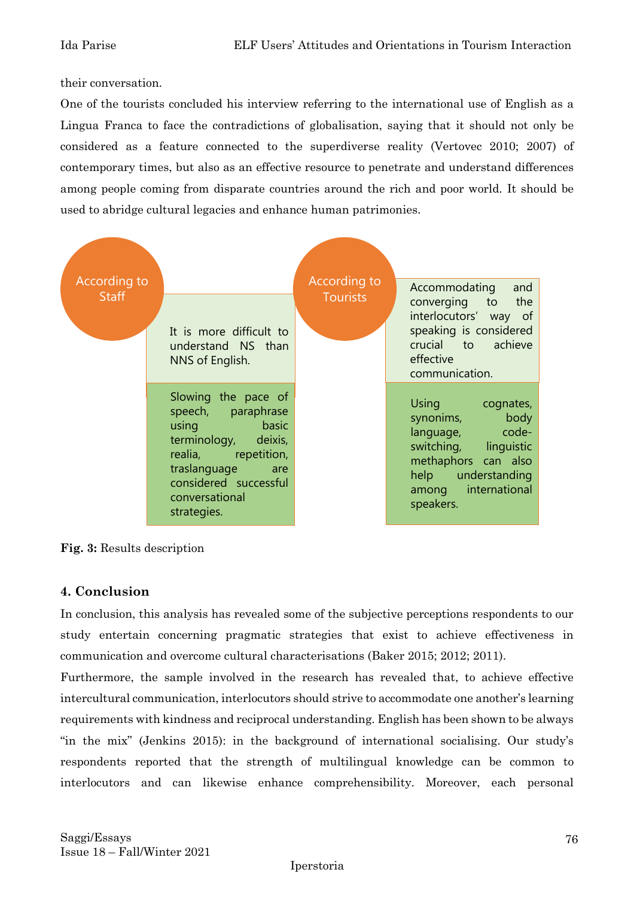their conversation.

One of the tourists concluded his interview referring to the international use of English as a Lingua Franca to face the contradictions of globalisation, saying that it should not only be considered as a feature connected to the superdiverse reality (Vertovec 2010; 2007) of contemporary times, but also as an effective resource to penetrate and understand differences among people coming from disparate countries around the rich and poor world. It should be used to abridge cultural legacies and enhance human patrimonies.

According to Staff

It is more difficult to understand NS than NNS of English.

Slowing the pace of speech, paraphrase using basic terminology, deixis, realia, repetition, traslanguage are considered successful conversational strategies.

According to Tourists

Accommodating and converging to the interlocutors' way of speaking is considered crucial to achieve effective communication.

Using cognates, synonims, body language, code-switching, linguistic methaphors can also help understanding among international speakers.

**Fig. 3:** Results description

## 4. Conclusion

In conclusion, this analysis has revealed some of the subjective perceptions respondents to our study entertain concerning pragmatic strategies that exist to achieve effectiveness in communication and overcome cultural characterisations (Baker 2015; 2012; 2011).

Furthermore, the sample involved in the research has revealed that, to achieve effective intercultural communication, interlocutors should strive to accommodate one another's learning requirements with kindness and reciprocal understanding. English has been shown to be always "in the mix" (Jenkins 2015): in the background of international socialising. Our study's respondents reported that the strength of multilingual knowledge can be common to interlocutors and can likewise enhance comprehensibility. Moreover, each personal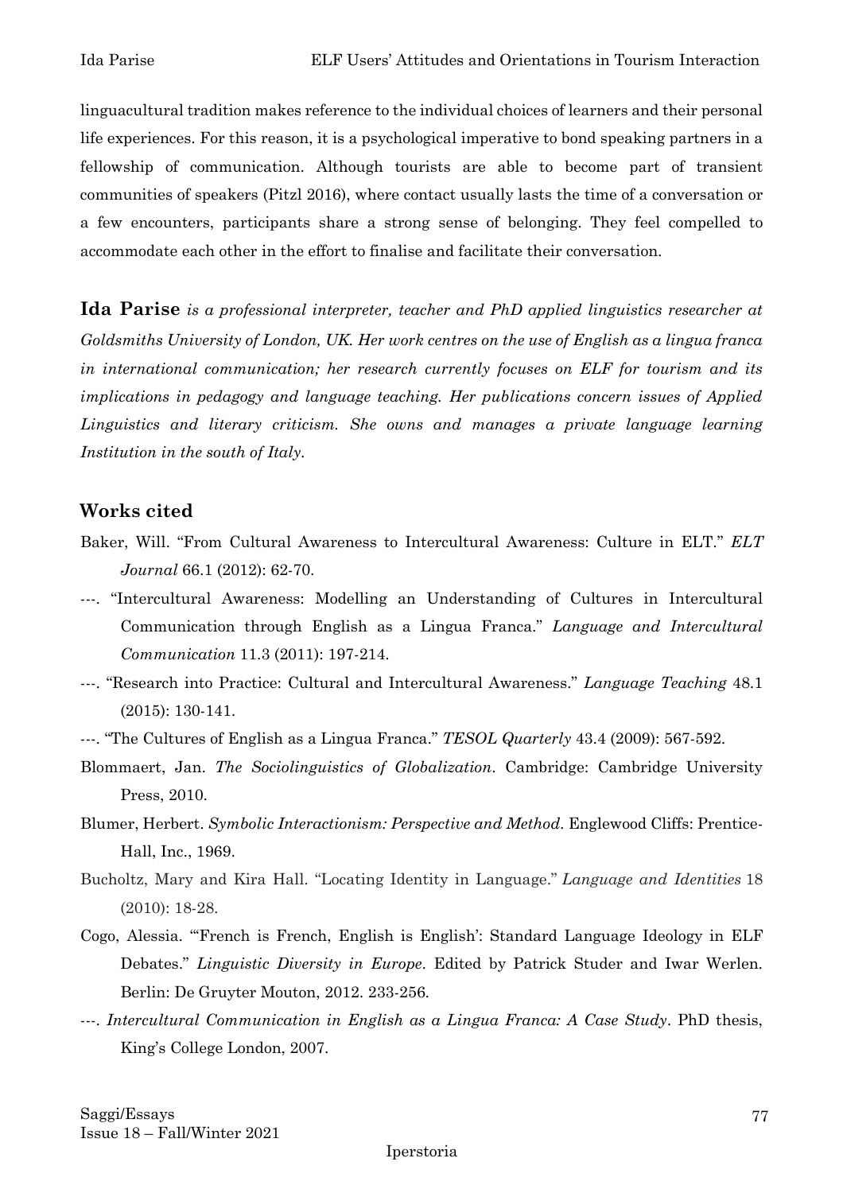linguacultural tradition makes reference to the individual choices of learners and their personal life experiences. For this reason, it is a psychological imperative to bond speaking partners in a fellowship of communication. Although tourists are able to become part of transient communities of speakers (Pitzl 2016), where contact usually lasts the time of a conversation or a few encounters, participants share a strong sense of belonging. They feel compelled to accommodate each other in the effort to finalise and facilitate their conversation.

**Ida Parise** *is a professional interpreter, teacher and PhD applied linguistics researcher at Goldsmiths University of London, UK. Her work centres on the use of English as a lingua franca in international communication; her research currently focuses on ELF for tourism and its implications in pedagogy and language teaching. Her publications concern issues of Applied Linguistics and literary criticism. She owns and manages a private language learning Institution in the south of Italy.*

## Works cited

Baker, Will. "From Cultural Awareness to Intercultural Awareness: Culture in ELT." *ELT Journal* 66.1 (2012): 62-70.

---. "Intercultural Awareness: Modelling an Understanding of Cultures in Intercultural Communication through English as a Lingua Franca." *Language and Intercultural Communication* 11.3 (2011): 197-214.

---. "Research into Practice: Cultural and Intercultural Awareness." *Language Teaching* 48.1 (2015): 130-141.

---. "The Cultures of English as a Lingua Franca." *TESOL Quarterly* 43.4 (2009): 567-592.

Blommaert, Jan. *The Sociolinguistics of Globalization*. Cambridge: Cambridge University Press, 2010.

Blumer, Herbert. *Symbolic Interactionism: Perspective and Method*. Englewood Cliffs: Prentice-Hall, Inc., 1969.

Bucholtz, Mary and Kira Hall. "Locating Identity in Language." *Language and Identities* 18 (2010): 18-28.

Cogo, Alessia. "'French is French, English is English': Standard Language Ideology in ELF Debates." *Linguistic Diversity in Europe*. Edited by Patrick Studer and Iwar Werlen. Berlin: De Gruyter Mouton, 2012. 233-256.

---. *Intercultural Communication in English as a Lingua Franca: A Case Study*. PhD thesis, King's College London, 2007.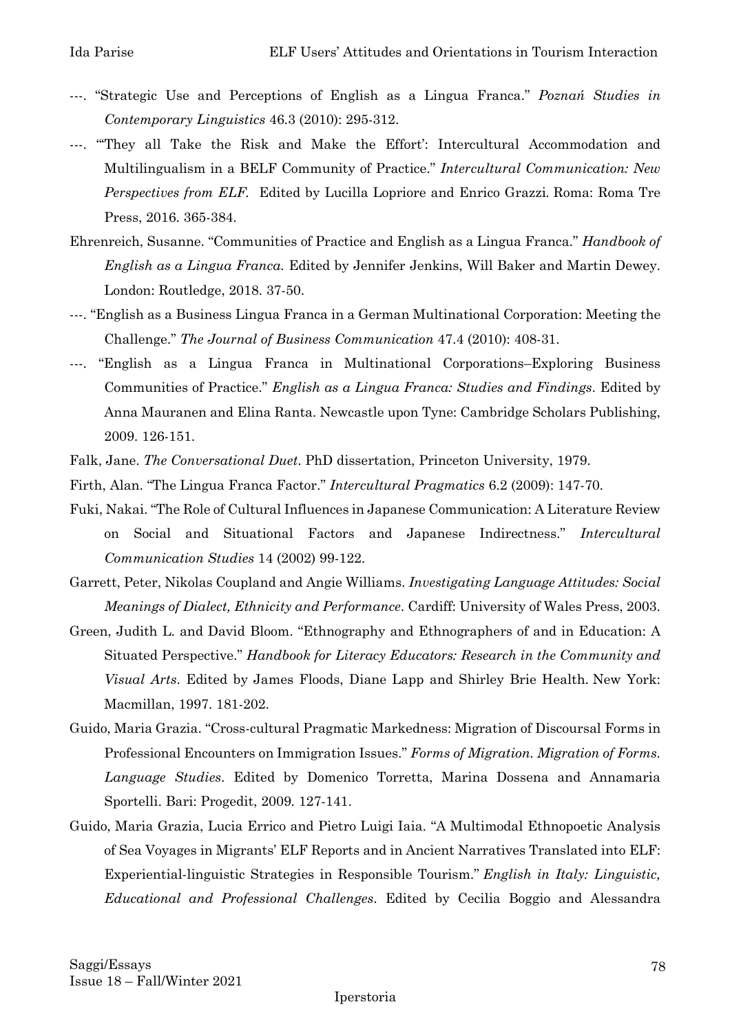---. "Strategic Use and Perceptions of English as a Lingua Franca." *Poznań Studies in Contemporary Linguistics* 46.3 (2010): 295-312.

---. "'They all Take the Risk and Make the Effort': Intercultural Accommodation and Multilingualism in a BELF Community of Practice." *Intercultural Communication: New Perspectives from ELF.* Edited by Lucilla Lopriore and Enrico Grazzi. Roma: Roma Tre Press, 2016. 365-384.

Ehrenreich, Susanne. "Communities of Practice and English as a Lingua Franca." *Handbook of English as a Lingua Franca.* Edited by Jennifer Jenkins, Will Baker and Martin Dewey. London: Routledge, 2018. 37-50.

---. "English as a Business Lingua Franca in a German Multinational Corporation: Meeting the Challenge." *The Journal of Business Communication* 47.4 (2010): 408-31.

---. "English as a Lingua Franca in Multinational Corporations–Exploring Business Communities of Practice." *English as a Lingua Franca: Studies and Findings*. Edited by Anna Mauranen and Elina Ranta. Newcastle upon Tyne: Cambridge Scholars Publishing, 2009. 126-151.

Falk, Jane. *The Conversational Duet*. PhD dissertation, Princeton University, 1979.

Firth, Alan. "The Lingua Franca Factor." *Intercultural Pragmatics* 6.2 (2009): 147-70.

Fuki, Nakai. "The Role of Cultural Influences in Japanese Communication: A Literature Review on Social and Situational Factors and Japanese Indirectness." *Intercultural Communication Studies* 14 (2002) 99-122.

Garrett, Peter, Nikolas Coupland and Angie Williams. *Investigating Language Attitudes: Social Meanings of Dialect, Ethnicity and Performance*. Cardiff: University of Wales Press, 2003.

Green, Judith L. and David Bloom. "Ethnography and Ethnographers of and in Education: A Situated Perspective." *Handbook for Literacy Educators: Research in the Community and Visual Arts*. Edited by James Floods, Diane Lapp and Shirley Brie Health. New York: Macmillan, 1997. 181-202.

Guido, Maria Grazia. "Cross-cultural Pragmatic Markedness: Migration of Discoursal Forms in Professional Encounters on Immigration Issues." *Forms of Migration. Migration of Forms. Language Studies*. Edited by Domenico Torretta, Marina Dossena and Annamaria Sportelli. Bari: Progedit, 2009. 127-141.

Guido, Maria Grazia, Lucia Errico and Pietro Luigi Iaia. "A Multimodal Ethnopoetic Analysis of Sea Voyages in Migrants' ELF Reports and in Ancient Narratives Translated into ELF: Experiential-linguistic Strategies in Responsible Tourism." *English in Italy: Linguistic, Educational and Professional Challenges*. Edited by Cecilia Boggio and Alessandra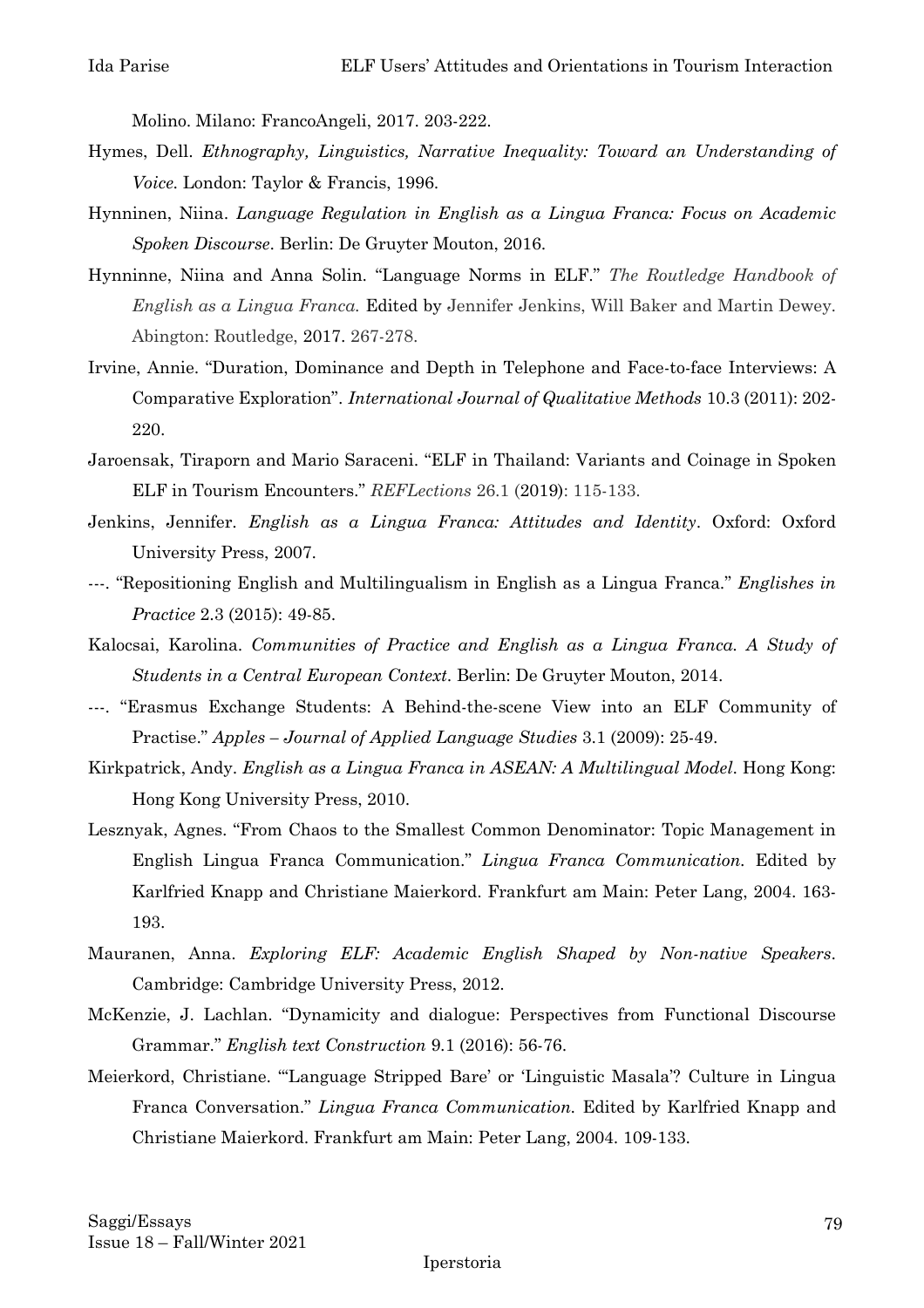Molino. Milano: FrancoAngeli, 2017. 203-222.

Hymes, Dell. *Ethnography, Linguistics, Narrative Inequality: Toward an Understanding of Voice.* London: Taylor & Francis, 1996.

Hynninen, Niina. *Language Regulation in English as a Lingua Franca: Focus on Academic Spoken Discourse*. Berlin: De Gruyter Mouton, 2016.

Hynninne, Niina and Anna Solin. "Language Norms in ELF." *The Routledge Handbook of English as a Lingua Franca.* Edited by Jennifer Jenkins, Will Baker and Martin Dewey. Abington: Routledge, 2017. 267-278.

Irvine, Annie. "Duration, Dominance and Depth in Telephone and Face-to-face Interviews: A Comparative Exploration". *International Journal of Qualitative Methods* 10.3 (2011): 202-220.

Jaroensak, Tiraporn and Mario Saraceni. "ELF in Thailand: Variants and Coinage in Spoken ELF in Tourism Encounters." *REFLections* 26.1 (2019): 115-133.

Jenkins, Jennifer. *English as a Lingua Franca: Attitudes and Identity*. Oxford: Oxford University Press, 2007.

---. "Repositioning English and Multilingualism in English as a Lingua Franca." *Englishes in Practice* 2.3 (2015): 49-85.

Kalocsai, Karolina. *Communities of Practice and English as a Lingua Franca. A Study of Students in a Central European Context*. Berlin: De Gruyter Mouton, 2014.

---. "Erasmus Exchange Students: A Behind-the-scene View into an ELF Community of Practise." *Apples – Journal of Applied Language Studies* 3.1 (2009): 25-49.

Kirkpatrick, Andy. *English as a Lingua Franca in ASEAN: A Multilingual Model*. Hong Kong: Hong Kong University Press, 2010.

Lesznyak, Agnes. "From Chaos to the Smallest Common Denominator: Topic Management in English Lingua Franca Communication." *Lingua Franca Communication.* Edited by Karlfried Knapp and Christiane Maierkord. Frankfurt am Main: Peter Lang, 2004. 163-193.

Mauranen, Anna. *Exploring ELF: Academic English Shaped by Non-native Speakers*. Cambridge: Cambridge University Press, 2012.

McKenzie, J. Lachlan. "Dynamicity and dialogue: Perspectives from Functional Discourse Grammar." *English text Construction* 9.1 (2016): 56-76.

Meierkord, Christiane. "'Language Stripped Bare' or 'Linguistic Masala'? Culture in Lingua Franca Conversation." *Lingua Franca Communication.* Edited by Karlfried Knapp and Christiane Maierkord. Frankfurt am Main: Peter Lang, 2004. 109-133.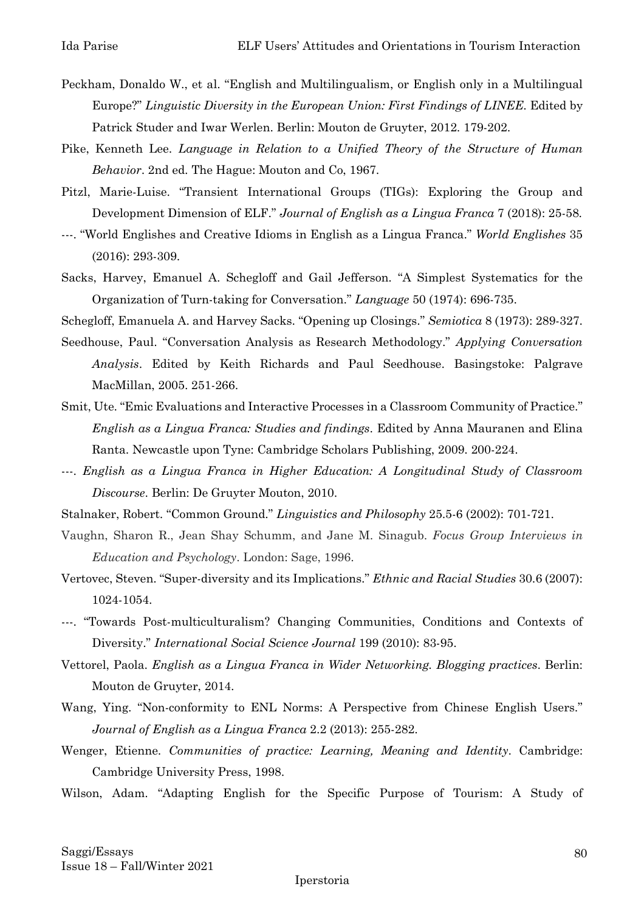Peckham, Donaldo W., et al. "English and Multilingualism, or English only in a Multilingual Europe?" *Linguistic Diversity in the European Union: First Findings of LINEE*. Edited by Patrick Studer and Iwar Werlen. Berlin: Mouton de Gruyter, 2012. 179-202.

Pike, Kenneth Lee. *Language in Relation to a Unified Theory of the Structure of Human Behavior*. 2nd ed. The Hague: Mouton and Co, 1967.

Pitzl, Marie-Luise. "Transient International Groups (TIGs): Exploring the Group and Development Dimension of ELF." *Journal of English as a Lingua Franca* 7 (2018): 25-58.

---. "World Englishes and Creative Idioms in English as a Lingua Franca." *World Englishes* 35 (2016): 293-309.

Sacks, Harvey, Emanuel A. Schegloff and Gail Jefferson. "A Simplest Systematics for the Organization of Turn-taking for Conversation." *Language* 50 (1974): 696-735.

Schegloff, Emanuela A. and Harvey Sacks. "Opening up Closings." *Semiotica* 8 (1973): 289-327.

Seedhouse, Paul. "Conversation Analysis as Research Methodology." *Applying Conversation Analysis*. Edited by Keith Richards and Paul Seedhouse. Basingstoke: Palgrave MacMillan, 2005. 251-266.

Smit, Ute. "Emic Evaluations and Interactive Processes in a Classroom Community of Practice." *English as a Lingua Franca: Studies and findings*. Edited by Anna Mauranen and Elina Ranta. Newcastle upon Tyne: Cambridge Scholars Publishing, 2009. 200-224.

---. *English as a Lingua Franca in Higher Education: A Longitudinal Study of Classroom Discourse*. Berlin: De Gruyter Mouton, 2010.

Stalnaker, Robert. "Common Ground." *Linguistics and Philosophy* 25.5-6 (2002): 701-721.

Vaughn, Sharon R., Jean Shay Schumm, and Jane M. Sinagub. *Focus Group Interviews in Education and Psychology*. London: Sage, 1996.

Vertovec, Steven. "Super-diversity and its Implications." *Ethnic and Racial Studies* 30.6 (2007): 1024-1054.

---. "Towards Post-multiculturalism? Changing Communities, Conditions and Contexts of Diversity." *International Social Science Journal* 199 (2010): 83-95.

Vettorel, Paola. *English as a Lingua Franca in Wider Networking. Blogging practices*. Berlin: Mouton de Gruyter, 2014.

Wang, Ying. "Non-conformity to ENL Norms: A Perspective from Chinese English Users." *Journal of English as a Lingua Franca* 2.2 (2013): 255-282.

Wenger, Etienne. *Communities of practice: Learning, Meaning and Identity*. Cambridge: Cambridge University Press, 1998.

Wilson, Adam. "Adapting English for the Specific Purpose of Tourism: A Study of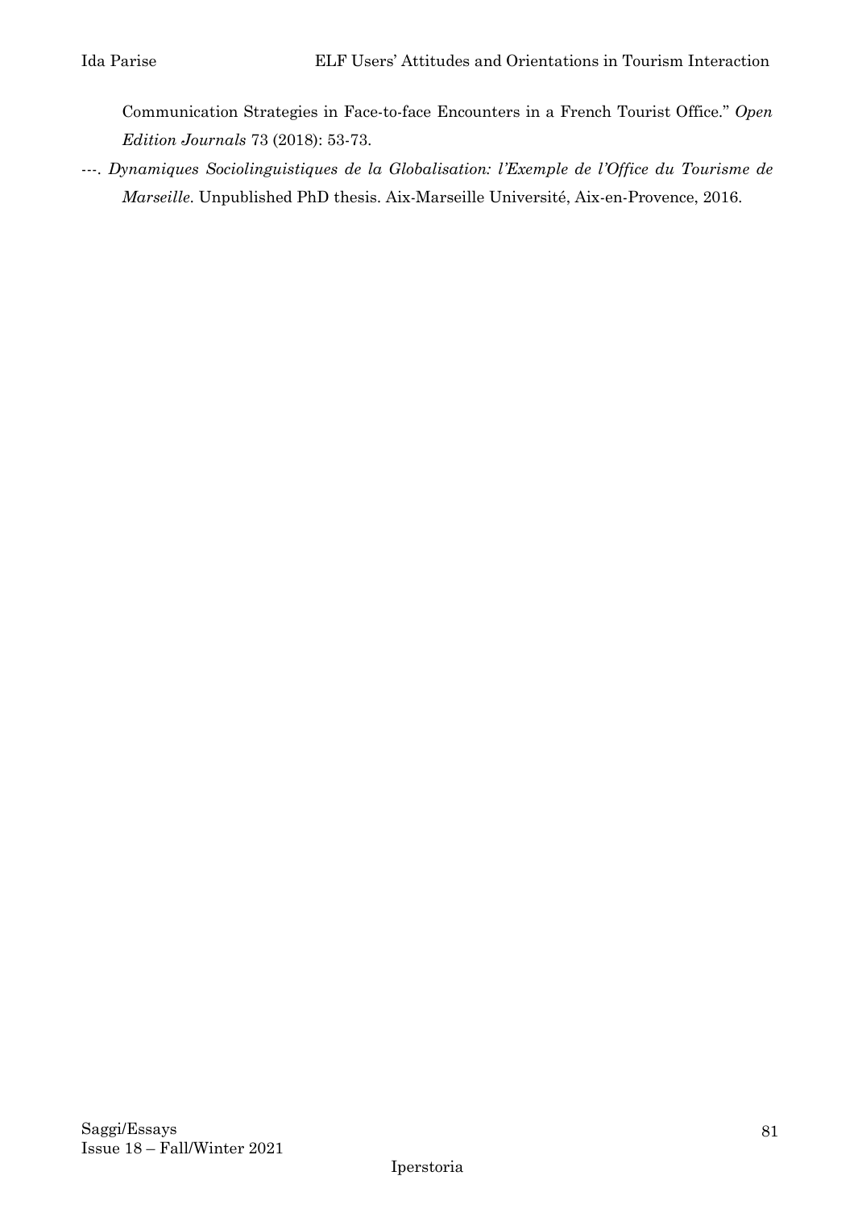Communication Strategies in Face-to-face Encounters in a French Tourist Office." *Open Edition Journals* 73 (2018): 53-73.

---. *Dynamiques Sociolinguistiques de la Globalisation: l'Exemple de l'Office du Tourisme de Marseille*. Unpublished PhD thesis. Aix-Marseille Université, Aix-en-Provence, 2016.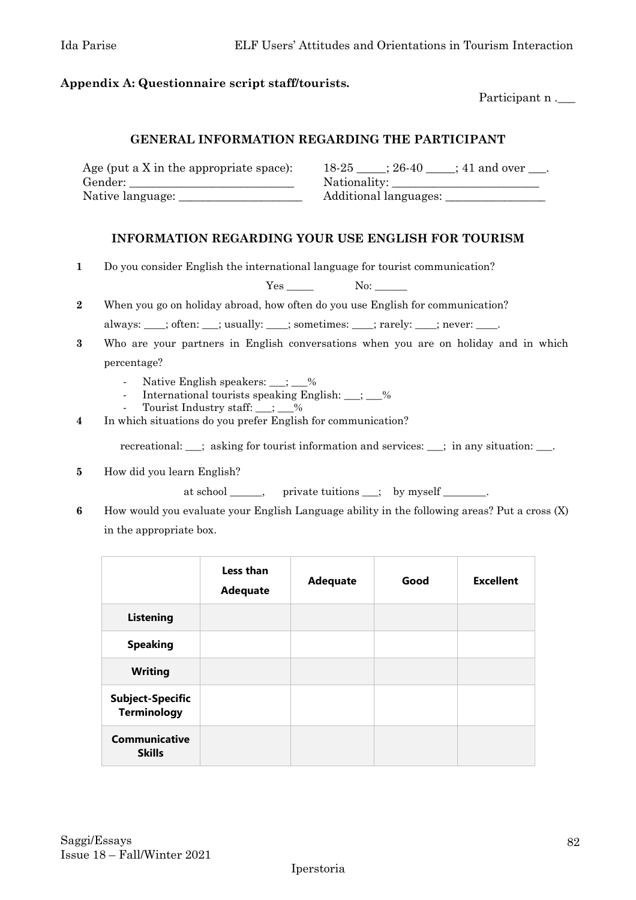**Appendix A: Questionnaire script staff/tourists.**

Participant n .___

### GENERAL INFORMATION REGARDING THE PARTICIPANT

Age (put a X in the appropriate space): 18-25 _____; 26-40 _____; 41 and over ___.
Gender: ___________________________ Nationality: _________________________
Native language: _____________________ Additional languages: _________________

### INFORMATION REGARDING YOUR USE ENGLISH FOR TOURISM

**1** Do you consider English the international language for tourist communication?

Yes _____ No: ______

**2** When you go on holiday abroad, how often do you use English for communication?

always: ____; often: ___; usually: ____; sometimes: ____; rarely: ____; never: ____.

**3** Who are your partners in English conversations when you are on holiday and in which percentage?

- Native English speakers: ___; ___%
- International tourists speaking English: ___; ___%
- Tourist Industry staff: ___; ___%

**4** In which situations do you prefer English for communication?

recreational: ___; asking for tourist information and services: ___; in any situation: ___.

**5** How did you learn English?

at school ______, private tuitions ___; by myself ________.

**6** How would you evaluate your English Language ability in the following areas? Put a cross (X) in the appropriate box.

| | Less than Adequate | Adequate | Good | Excellent |
|---|---|---|---|---|
| **Listening** | | | | |
| **Speaking** | | | | |
| **Writing** | | | | |
| **Subject-Specific Terminology** | | | | |
| **Communicative Skills** | | | | |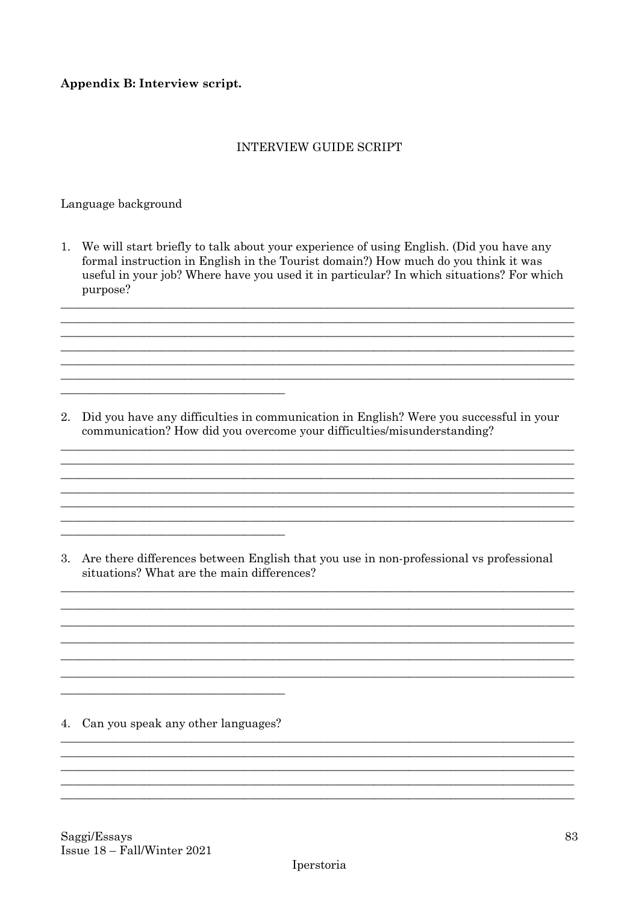**Appendix B: Interview script.**

INTERVIEW GUIDE SCRIPT

Language background

1. We will start briefly to talk about your experience of using English. (Did you have any formal instruction in English in the Tourist domain?) How much do you think it was useful in your job? Where have you used it in particular? In which situations? For which purpose?

2. Did you have any difficulties in communication in English? Were you successful in your communication? How did you overcome your difficulties/misunderstanding?

3. Are there differences between English that you use in non-professional vs professional situations? What are the main differences?

4. Can you speak any other languages?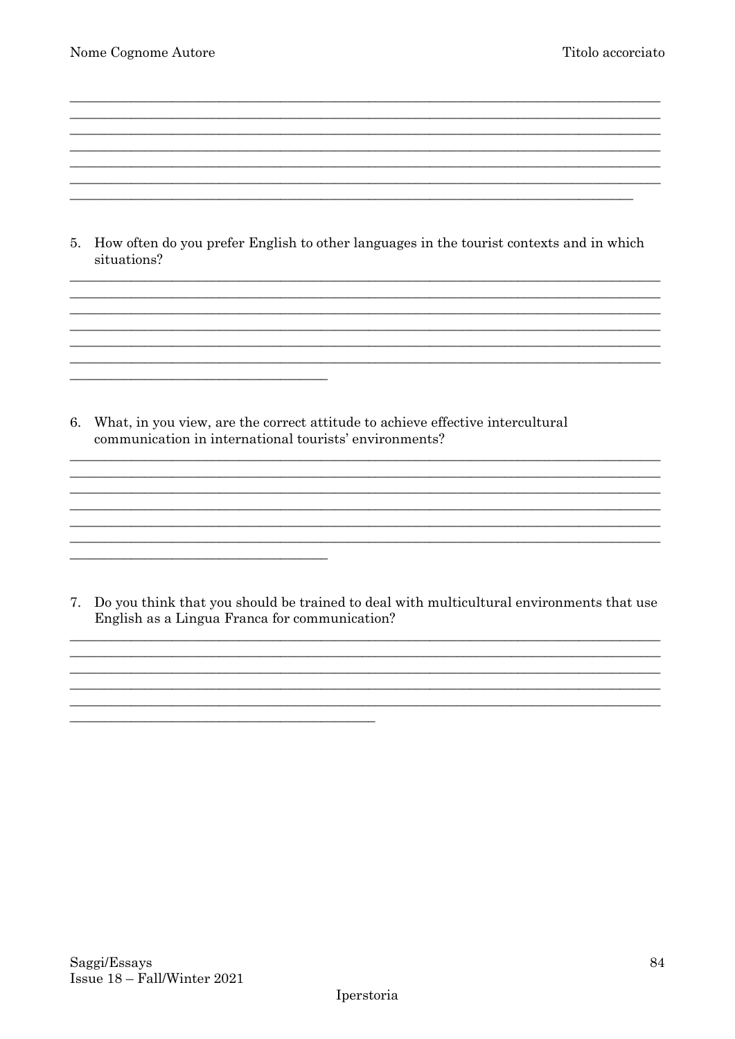_______________________________________________________________________________
_______________________________________________________________________________
_______________________________________________________________________________
_______________________________________________________________________________
_______________________________________________________________________________
_______________________________________________________________________________
___________________________________________________________________________

5. How often do you prefer English to other languages in the tourist contexts and in which situations?

_______________________________________________________________________________
_______________________________________________________________________________
_______________________________________________________________________________
_______________________________________________________________________________
_______________________________________________________________________________
_______________________________________________________________________________
__________________________________

6. What, in you view, are the correct attitude to achieve effective intercultural communication in international tourists' environments?

_______________________________________________________________________________
_______________________________________________________________________________
_______________________________________________________________________________
_______________________________________________________________________________
_______________________________________________________________________________
_______________________________________________________________________________
__________________________________

7. Do you think that you should be trained to deal with multicultural environments that use English as a Lingua Franca for communication?

_______________________________________________________________________________
_______________________________________________________________________________
_______________________________________________________________________________
_______________________________________________________________________________
_______________________________________________________________________________
________________________________________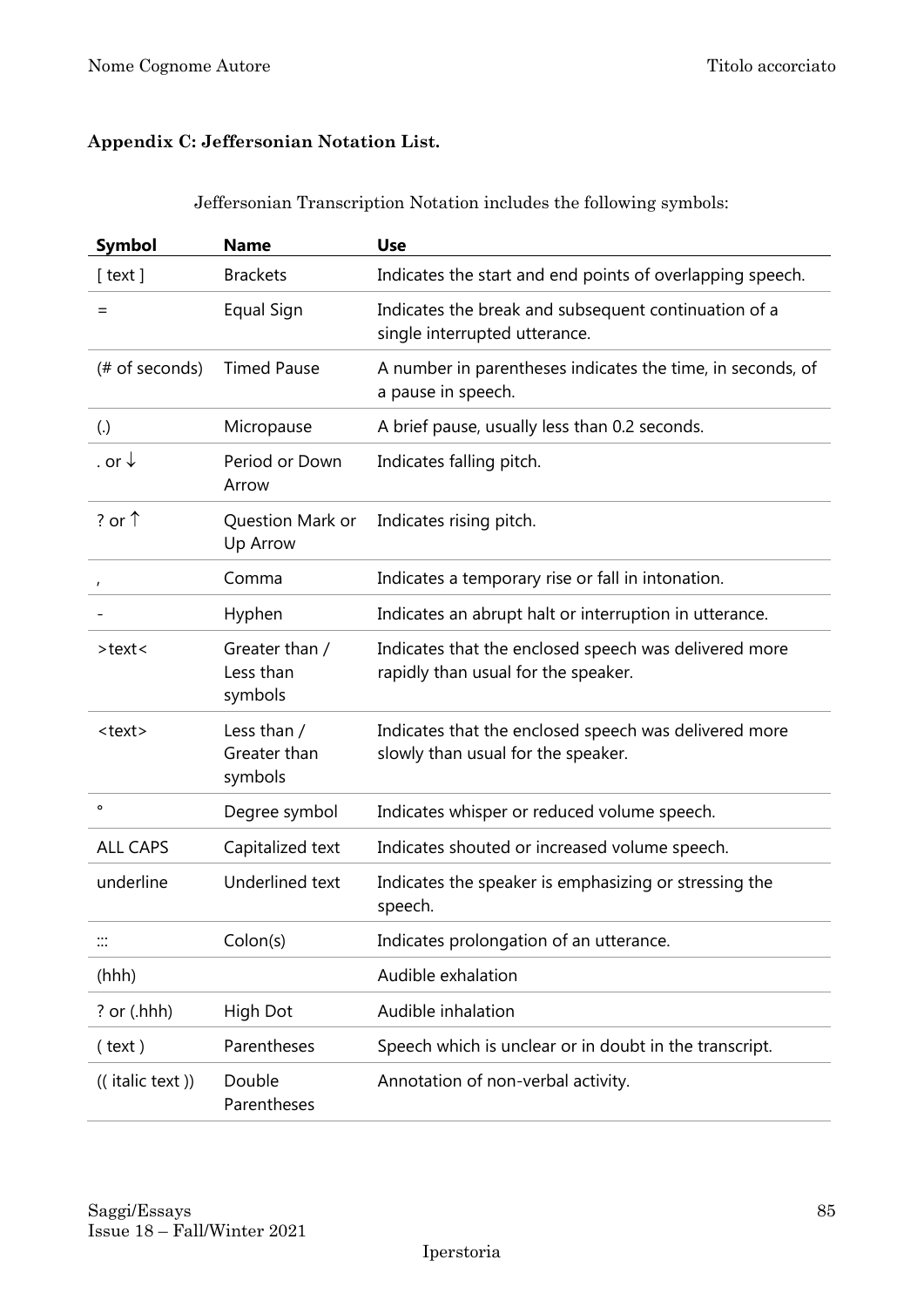**Appendix C: Jeffersonian Notation List.**

Jeffersonian Transcription Notation includes the following symbols:

| Symbol | Name | Use |
|---|---|---|
| [ text ] | Brackets | Indicates the start and end points of overlapping speech. |
| = | Equal Sign | Indicates the break and subsequent continuation of a single interrupted utterance. |
| (# of seconds) | Timed Pause | A number in parentheses indicates the time, in seconds, of a pause in speech. |
| (.) | Micropause | A brief pause, usually less than 0.2 seconds. |
| . or ↓ | Period or Down Arrow | Indicates falling pitch. |
| ? or ↑ | Question Mark or Up Arrow | Indicates rising pitch. |
| , | Comma | Indicates a temporary rise or fall in intonation. |
| - | Hyphen | Indicates an abrupt halt or interruption in utterance. |
| >text< | Greater than / Less than symbols | Indicates that the enclosed speech was delivered more rapidly than usual for the speaker. |
| <text> | Less than / Greater than symbols | Indicates that the enclosed speech was delivered more slowly than usual for the speaker. |
| ° | Degree symbol | Indicates whisper or reduced volume speech. |
| ALL CAPS | Capitalized text | Indicates shouted or increased volume speech. |
| underline | Underlined text | Indicates the speaker is emphasizing or stressing the speech. |
| ::: | Colon(s) | Indicates prolongation of an utterance. |
| (hhh) | | Audible exhalation |
| ? or (.hhh) | High Dot | Audible inhalation |
| ( text ) | Parentheses | Speech which is unclear or in doubt in the transcript. |
| (( italic text )) | Double Parentheses | Annotation of non-verbal activity. |